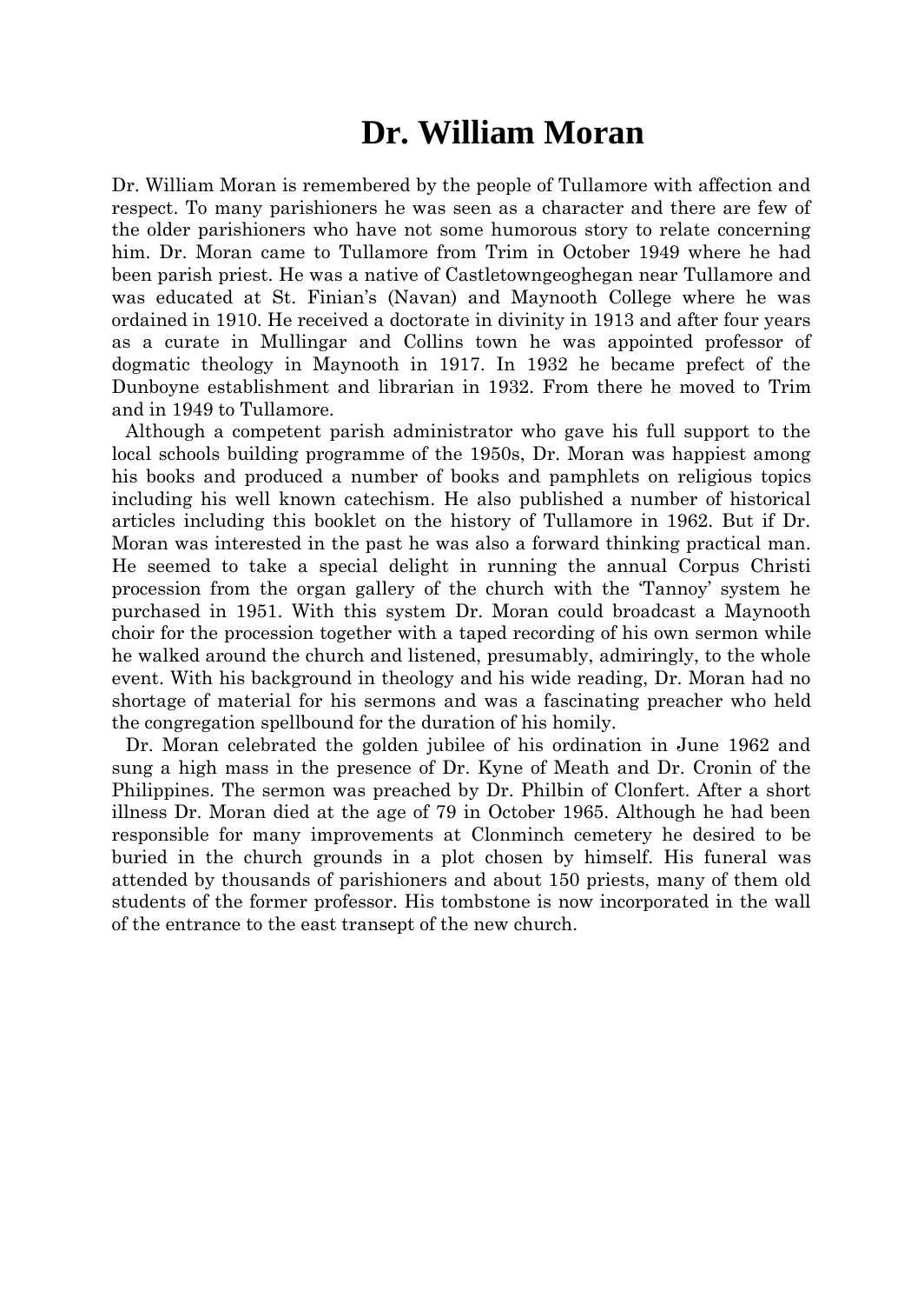# Dr. William Moran

Dr. William Moran is remembered by the people of Tullamore with affection and respect. To many parishioners he was seen as a character and there are few of the older parishioners who have not some humorous story to relate concerning him. Dr. Moran came to Tullamore from Trim in October 1949 where he had been parish priest. He was a native of Castletowngeoghegan near Tullamore and was educated at St. Finian's (Navan) and Maynooth College where he was ordained in 1910. He received a doctorate in divinity in 1913 and after four years as a curate in Mullingar and Collins town he was appointed professor of dogmatic theology in Maynooth in 1917. In 1932 he became prefect of the Dunboyne establishment and librarian in 1932. From there he moved to Trim and in 1949 to Tullamore.

Although a competent parish administrator who gave his full support to the local schools building programme of the 1950s, Dr. Moran was happiest among his books and produced a number of books and pamphlets on religious topics including his well known catechism. He also published a number of historical articles including this booklet on the history of Tullamore in 1962. But if Dr. Moran was interested in the past he was also a forward thinking practical man. He seemed to take a special delight in running the annual Corpus Christi procession from the organ gallery of the church with the 'Tannoy' system he purchased in 1951. With this system Dr. Moran could broadcast a Maynooth choir for the procession together with a taped recording of his own sermon while he walked around the church and listened, presumably, admiringly, to the whole event. With his background in theology and his wide reading, Dr. Moran had no shortage of material for his sermons and was a fascinating preacher who held the congregation spellbound for the duration of his homily.

Dr. Moran celebrated the golden jubilee of his ordination in June 1962 and sung a high mass in the presence of Dr. Kyne of Meath and Dr. Cronin of the Philippines. The sermon was preached by Dr. Philbin of Clonfert. After a short illness Dr. Moran died at the age of 79 in October 1965. Although he had been responsible for many improvements at Clonminch cemetery he desired to be buried in the church grounds in a plot chosen by himself. His funeral was attended by thousands of parishioners and about 150 priests, many of them old students of the former professor. His tombstone is now incorporated in the wall of the entrance to the east transept of the new church.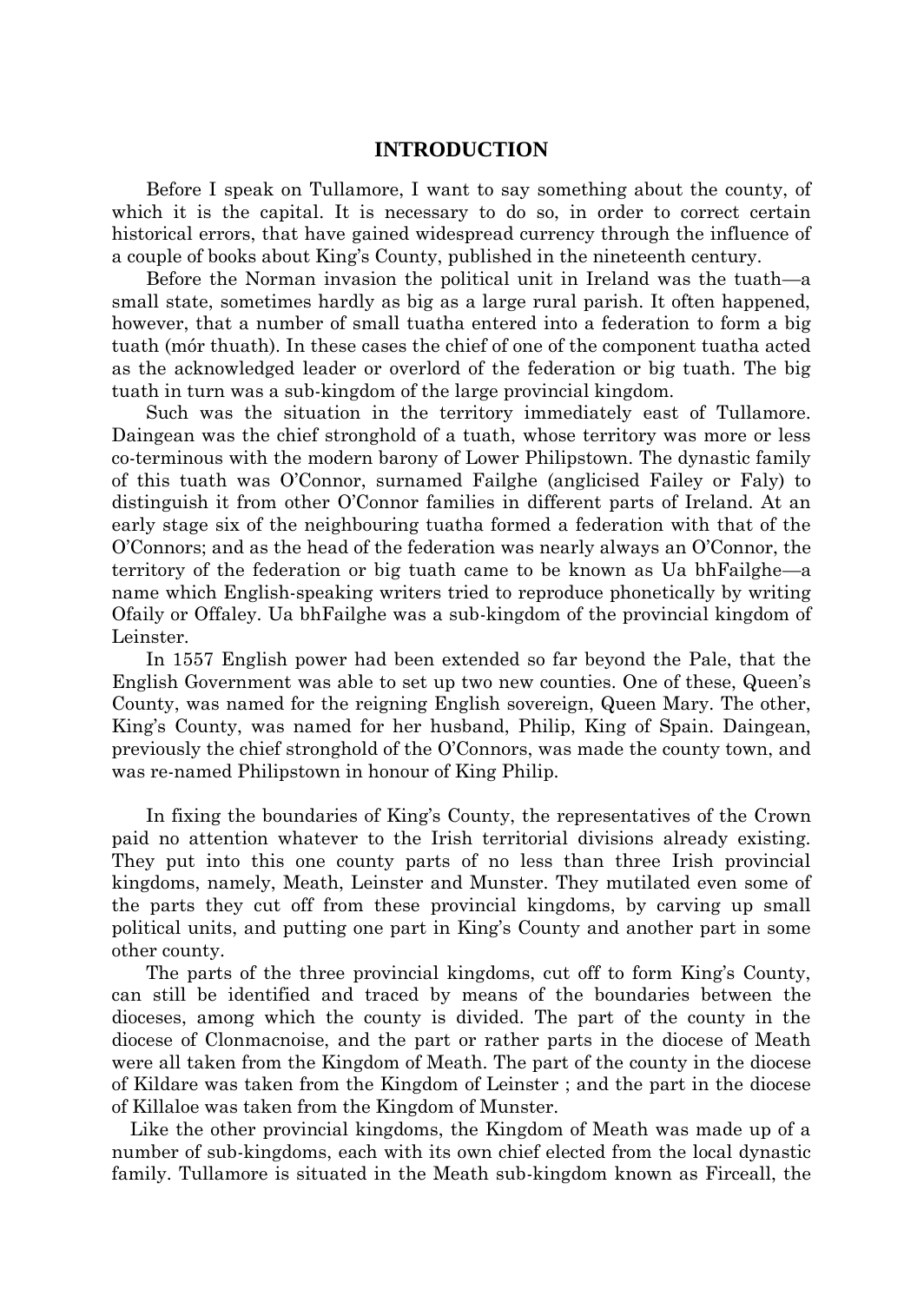# INTRODUCTION

Before I speak on Tullamore, I want to say something about the county, of which it is the capital. It is necessary to do so, in order to correct certain historical errors, that have gained widespread currency through the influence of a couple of books about King's County, published in the nineteenth century.

Before the Norman invasion the political unit in Ireland was the tuath—a small state, sometimes hardly as big as a large rural parish. It often happened, however, that a number of small tuatha entered into a federation to form a big tuath (mór thuath). In these cases the chief of one of the component tuatha acted as the acknowledged leader or overlord of the federation or big tuath. The big tuath in turn was a sub-kingdom of the large provincial kingdom.

Such was the situation in the territory immediately east of Tullamore. Daingean was the chief stronghold of a tuath, whose territory was more or less co-terminous with the modern barony of Lower Philipstown. The dynastic family of this tuath was O'Connor, surnamed Failghe (anglicised Failey or Faly) to distinguish it from other O'Connor families in different parts of Ireland. At an early stage six of the neighbouring tuatha formed a federation with that of the O'Connors; and as the head of the federation was nearly always an O'Connor, the territory of the federation or big tuath came to be known as Ua bhFailghe—a name which English-speaking writers tried to reproduce phonetically by writing Ofaily or Offaley. Ua bhFailghe was a sub-kingdom of the provincial kingdom of Leinster.

In 1557 English power had been extended so far beyond the Pale, that the English Government was able to set up two new counties. One of these, Queen's County, was named for the reigning English sovereign, Queen Mary. The other, King's County, was named for her husband, Philip, King of Spain. Daingean, previously the chief stronghold of the O'Connors, was made the county town, and was re-named Philipstown in honour of King Philip.

In fixing the boundaries of King's County, the representatives of the Crown paid no attention whatever to the Irish territorial divisions already existing. They put into this one county parts of no less than three Irish provincial kingdoms, namely, Meath, Leinster and Munster. They mutilated even some of the parts they cut off from these provincial kingdoms, by carving up small political units, and putting one part in King's County and another part in some other county.

The parts of the three provincial kingdoms, cut off to form King's County, can still be identified and traced by means of the boundaries between the dioceses, among which the county is divided. The part of the county in the diocese of Clonmacnoise, and the part or rather parts in the diocese of Meath were all taken from the Kingdom of Meath. The part of the county in the diocese of Kildare was taken from the Kingdom of Leinster ; and the part in the diocese of Killaloe was taken from the Kingdom of Munster.

Like the other provincial kingdoms, the Kingdom of Meath was made up of a number of sub-kingdoms, each with its own chief elected from the local dynastic family. Tullamore is situated in the Meath sub-kingdom known as Firceall, the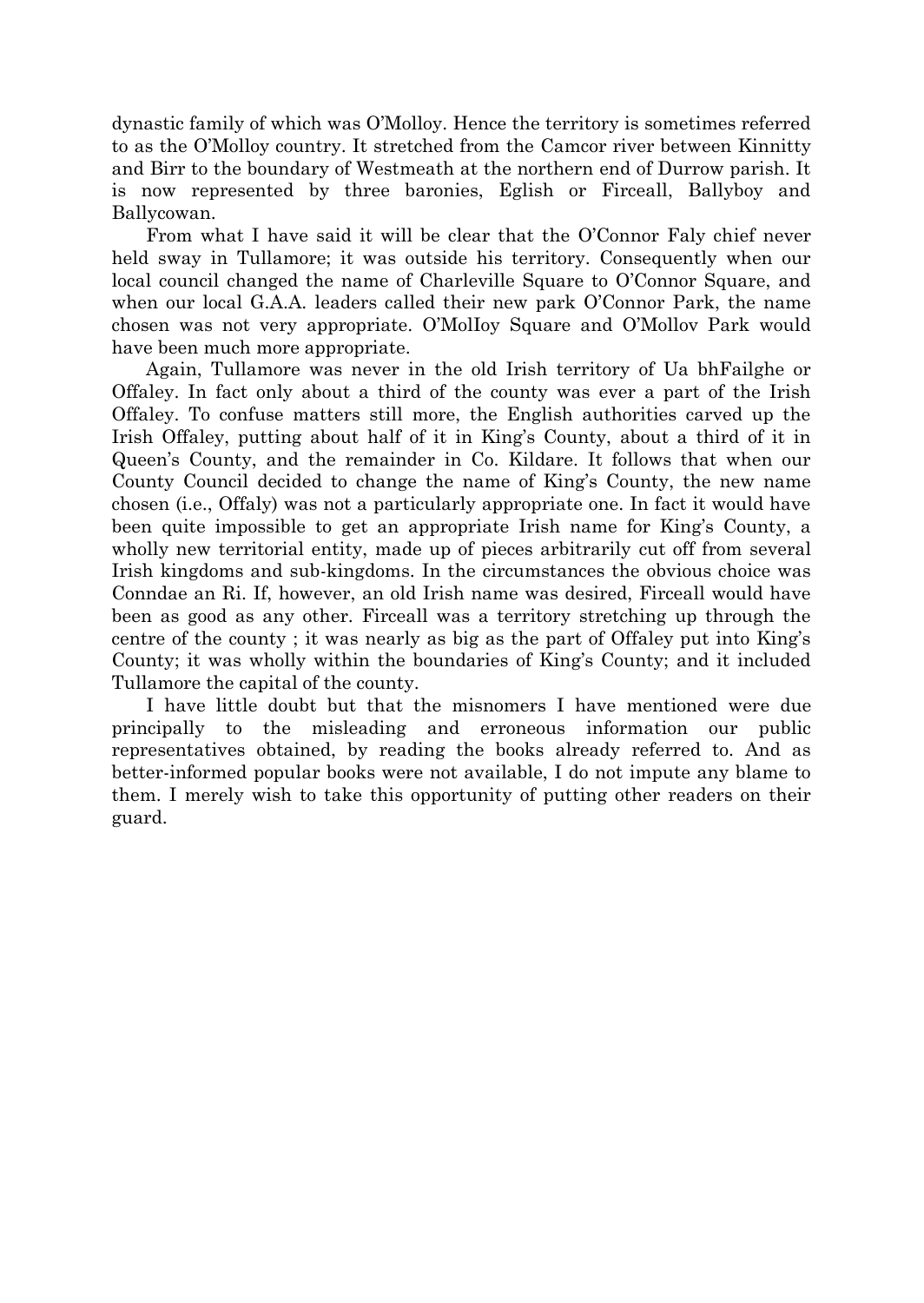dynastic family of which was O'Molloy. Hence the territory is sometimes referred to as the O'Molloy country. It stretched from the Camcor river between Kinnitty and Birr to the boundary of Westmeath at the northern end of Durrow parish. It is now represented by three baronies, Eglish or Firceall, Ballyboy and Ballycowan.

From what I have said it will be clear that the O'Connor Faly chief never held sway in Tullamore; it was outside his territory. Consequently when our local council changed the name of Charleville Square to O'Connor Square, and when our local G.A.A. leaders called their new park O'Connor Park, the name chosen was not very appropriate. O'MolIoy Square and O'Mollov Park would have been much more appropriate.

Again, Tullamore was never in the old Irish territory of Ua bhFailghe or Offaley. In fact only about a third of the county was ever a part of the Irish Offaley. To confuse matters still more, the English authorities carved up the Irish Offaley, putting about half of it in King's County, about a third of it in Queen's County, and the remainder in Co. Kildare. It follows that when our County Council decided to change the name of King's County, the new name chosen (i.e., Offaly) was not a particularly appropriate one. In fact it would have been quite impossible to get an appropriate Irish name for King's County, a wholly new territorial entity, made up of pieces arbitrarily cut off from several Irish kingdoms and sub-kingdoms. In the circumstances the obvious choice was Conndae an Ri. If, however, an old Irish name was desired, Firceall would have been as good as any other. Firceall was a territory stretching up through the centre of the county ; it was nearly as big as the part of Offaley put into King's County; it was wholly within the boundaries of King's County; and it included Tullamore the capital of the county.

I have little doubt but that the misnomers I have mentioned were due principally to the misleading and erroneous information our public representatives obtained, by reading the books already referred to. And as better-informed popular books were not available, I do not impute any blame to them. I merely wish to take this opportunity of putting other readers on their guard.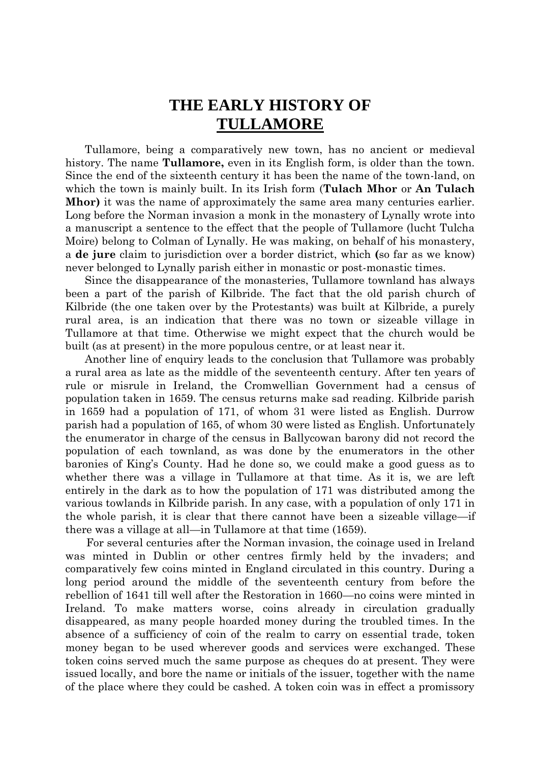# THE EARLY HISTORY OF TULLAMORE

Tullamore, being a comparatively new town, has no ancient or medieval history. The name **Tullamore,** even in its English form, is older than the town. Since the end of the sixteenth century it has been the name of the town-land, on which the town is mainly built. In its Irish form (**Tulach Mhor** or **An Tulach Mhor)** it was the name of approximately the same area many centuries earlier. Long before the Norman invasion a monk in the monastery of Lynally wrote into a manuscript a sentence to the effect that the people of Tullamore (lucht Tulcha Moire) belong to Colman of Lynally. He was making, on behalf of his monastery, a **de jure** claim to jurisdiction over a border district, which **(**so far as we know) never belonged to Lynally parish either in monastic or post-monastic times.

Since the disappearance of the monasteries, Tullamore townland has always been a part of the parish of Kilbride. The fact that the old parish church of Kilbride (the one taken over by the Protestants) was built at Kilbride, a purely rural area, is an indication that there was no town or sizeable village in Tullamore at that time. Otherwise we might expect that the church would be built (as at present) in the more populous centre, or at least near it.

Another line of enquiry leads to the conclusion that Tullamore was probably a rural area as late as the middle of the seventeenth century. After ten years of rule or misrule in Ireland, the Cromwellian Government had a census of population taken in 1659. The census returns make sad reading. Kilbride parish in 1659 had a population of 171, of whom 31 were listed as English. Durrow parish had a population of 165, of whom 30 were listed as English. Unfortunately the enumerator in charge of the census in Ballycowan barony did not record the population of each townland, as was done by the enumerators in the other baronies of King's County. Had he done so, we could make a good guess as to whether there was a village in Tullamore at that time. As it is, we are left entirely in the dark as to how the population of 171 was distributed among the various towlands in Kilbride parish. In any case, with a population of only 171 in the whole parish, it is clear that there cannot have been a sizeable village—if there was a village at all—in Tullamore at that time (1659).

For several centuries after the Norman invasion, the coinage used in Ireland was minted in Dublin or other centres firmly held by the invaders; and comparatively few coins minted in England circulated in this country. During a long period around the middle of the seventeenth century from before the rebellion of 1641 till well after the Restoration in 1660—no coins were minted in Ireland. To make matters worse, coins already in circulation gradually disappeared, as many people hoarded money during the troubled times. In the absence of a sufficiency of coin of the realm to carry on essential trade, token money began to be used wherever goods and services were exchanged. These token coins served much the same purpose as cheques do at present. They were issued locally, and bore the name or initials of the issuer, together with the name of the place where they could be cashed. A token coin was in effect a promissory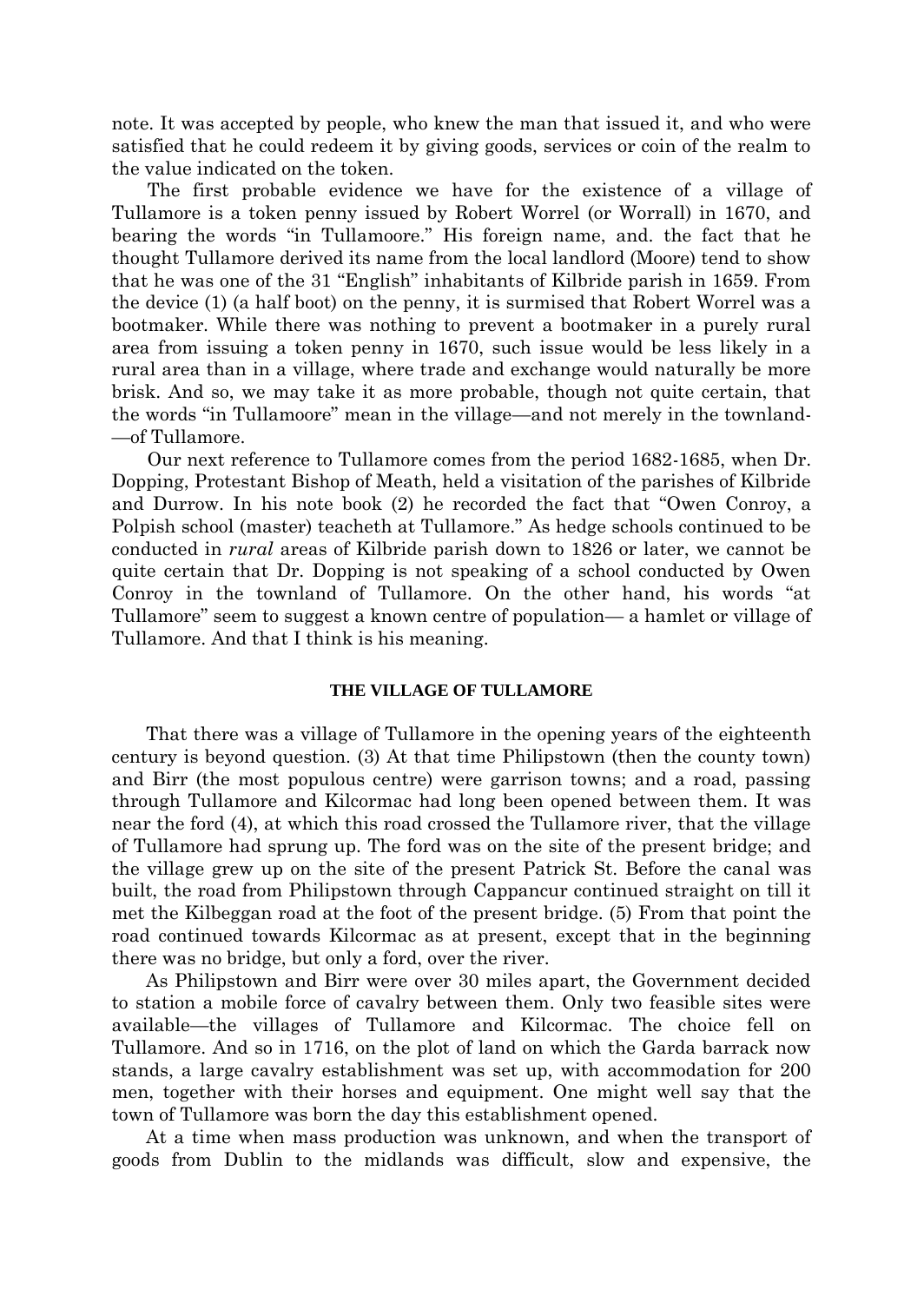note. It was accepted by people, who knew the man that issued it, and who were satisfied that he could redeem it by giving goods, services or coin of the realm to the value indicated on the token.

The first probable evidence we have for the existence of a village of Tullamore is a token penny issued by Robert Worrel (or Worrall) in 1670, and bearing the words "in Tullamoore." His foreign name, and. the fact that he thought Tullamore derived its name from the local landlord (Moore) tend to show that he was one of the 31 "English" inhabitants of Kilbride parish in 1659. From the device (1) (a half boot) on the penny, it is surmised that Robert Worrel was a bootmaker. While there was nothing to prevent a bootmaker in a purely rural area from issuing a token penny in 1670, such issue would be less likely in a rural area than in a village, where trade and exchange would naturally be more brisk. And so, we may take it as more probable, though not quite certain, that the words "in Tullamoore" mean in the village—and not merely in the townland-—of Tullamore.

Our next reference to Tullamore comes from the period 1682-1685, when Dr. Dopping, Protestant Bishop of Meath, held a visitation of the parishes of Kilbride and Durrow. In his note book (2) he recorded the fact that "Owen Conroy, a Polpish school (master) teacheth at Tullamore." As hedge schools continued to be conducted in *rural* areas of Kilbride parish down to 1826 or later, we cannot be quite certain that Dr. Dopping is not speaking of a school conducted by Owen Conroy in the townland of Tullamore. On the other hand, his words "at Tullamore" seem to suggest a known centre of population— a hamlet or village of Tullamore. And that I think is his meaning.

#### THE VILLAGE OF TULLAMORE

That there was a village of Tullamore in the opening years of the eighteenth century is beyond question. (3) At that time Philipstown (then the county town) and Birr (the most populous centre) were garrison towns; and a road, passing through Tullamore and Kilcormac had long been opened between them. It was near the ford (4), at which this road crossed the Tullamore river, that the village of Tullamore had sprung up. The ford was on the site of the present bridge; and the village grew up on the site of the present Patrick St. Before the canal was built, the road from Philipstown through Cappancur continued straight on till it met the Kilbeggan road at the foot of the present bridge. (5) From that point the road continued towards Kilcormac as at present, except that in the beginning there was no bridge, but only a ford, over the river.

As Philipstown and Birr were over 30 miles apart, the Government decided to station a mobile force of cavalry between them. Only two feasible sites were available—the villages of Tullamore and Kilcormac. The choice fell on Tullamore. And so in 1716, on the plot of land on which the Garda barrack now stands, a large cavalry establishment was set up, with accommodation for 200 men, together with their horses and equipment. One might well say that the town of Tullamore was born the day this establishment opened.

At a time when mass production was unknown, and when the transport of goods from Dublin to the midlands was difficult, slow and expensive, the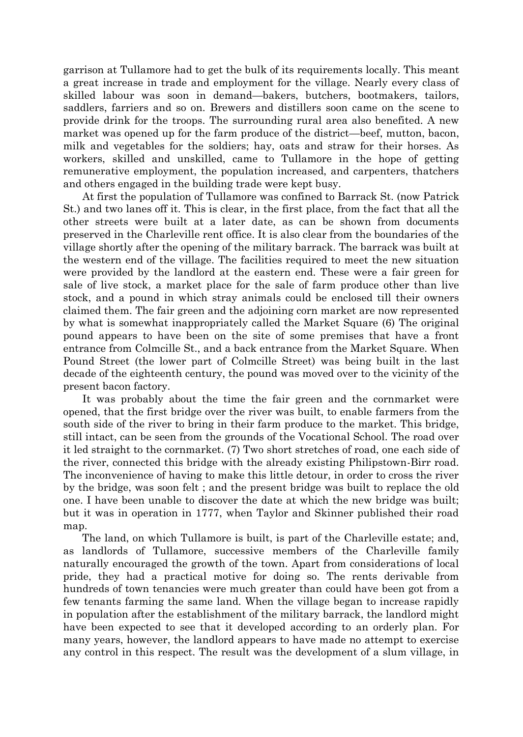garrison at Tullamore had to get the bulk of its requirements locally. This meant a great increase in trade and employment for the village. Nearly every class of skilled labour was soon in demand—bakers, butchers, bootmakers, tailors, saddlers, farriers and so on. Brewers and distillers soon came on the scene to provide drink for the troops. The surrounding rural area also benefited. A new market was opened up for the farm produce of the district—beef, mutton, bacon, milk and vegetables for the soldiers; hay, oats and straw for their horses. As workers, skilled and unskilled, came to Tullamore in the hope of getting remunerative employment, the population increased, and carpenters, thatchers and others engaged in the building trade were kept busy.

At first the population of Tullamore was confined to Barrack St. (now Patrick St.) and two lanes off it. This is clear, in the first place, from the fact that all the other streets were built at a later date, as can be shown from documents preserved in the Charleville rent office. It is also clear from the boundaries of the village shortly after the opening of the military barrack. The barrack was built at the western end of the village. The facilities required to meet the new situation were provided by the landlord at the eastern end. These were a fair green for sale of live stock, a market place for the sale of farm produce other than live stock, and a pound in which stray animals could be enclosed till their owners claimed them. The fair green and the adjoining corn market are now represented by what is somewhat inappropriately called the Market Square (6) The original pound appears to have been on the site of some premises that have a front entrance from Colmcille St., and a back entrance from the Market Square. When Pound Street (the lower part of Colmcille Street) was being built in the last decade of the eighteenth century, the pound was moved over to the vicinity of the present bacon factory.

It was probably about the time the fair green and the cornmarket were opened, that the first bridge over the river was built, to enable farmers from the south side of the river to bring in their farm produce to the market. This bridge, still intact, can be seen from the grounds of the Vocational School. The road over it led straight to the cornmarket. (7) Two short stretches of road, one each side of the river, connected this bridge with the already existing Philipstown-Birr road. The inconvenience of having to make this little detour, in order to cross the river by the bridge, was soon felt ; and the present bridge was built to replace the old one. I have been unable to discover the date at which the new bridge was built; but it was in operation in 1777, when Taylor and Skinner published their road map.

The land, on which Tullamore is built, is part of the Charleville estate; and, as landlords of Tullamore, successive members of the Charleville family naturally encouraged the growth of the town. Apart from considerations of local pride, they had a practical motive for doing so. The rents derivable from hundreds of town tenancies were much greater than could have been got from a few tenants farming the same land. When the village began to increase rapidly in population after the establishment of the military barrack, the landlord might have been expected to see that it developed according to an orderly plan. For many years, however, the landlord appears to have made no attempt to exercise any control in this respect. The result was the development of a slum village, in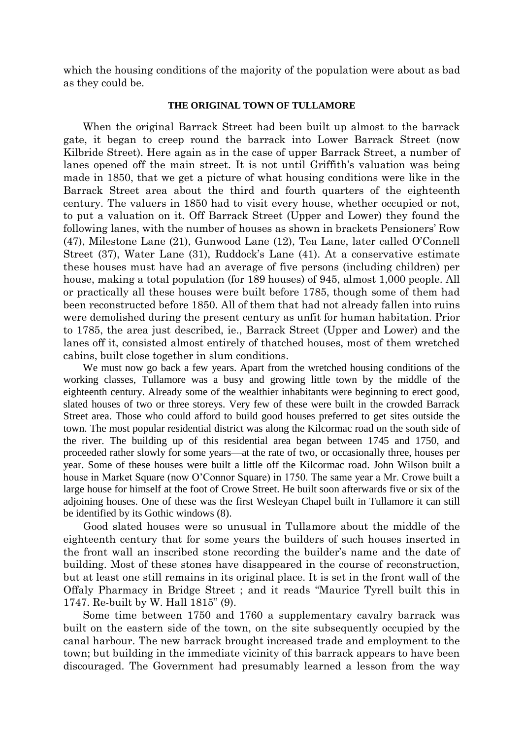which the housing conditions of the majority of the population were about as bad as they could be.

### THE ORIGINAL TOWN OF TULLAMORE

When the original Barrack Street had been built up almost to the barrack gate, it began to creep round the barrack into Lower Barrack Street (now Kilbride Street). Here again as in the case of upper Barrack Street, a number of lanes opened off the main street. It is not until Griffith's valuation was being made in 1850, that we get a picture of what housing conditions were like in the Barrack Street area about the third and fourth quarters of the eighteenth century. The valuers in 1850 had to visit every house, whether occupied or not, to put a valuation on it. Off Barrack Street (Upper and Lower) they found the following lanes, with the number of houses as shown in brackets Pensioners' Row (47), Milestone Lane (21), Gunwood Lane (12), Tea Lane, later called O'Connell Street (37), Water Lane (31), Ruddock's Lane (41). At a conservative estimate these houses must have had an average of five persons (including children) per house, making a total population (for 189 houses) of 945, almost 1,000 people. All or practically all these houses were built before 1785, though some of them had been reconstructed before 1850. All of them that had not already fallen into ruins were demolished during the present century as unfit for human habitation. Prior to 1785, the area just described, ie., Barrack Street (Upper and Lower) and the lanes off it, consisted almost entirely of thatched houses, most of them wretched cabins, built close together in slum conditions.

We must now go back a few years. Apart from the wretched housing conditions of the working classes, Tullamore was a busy and growing little town by the middle of the eighteenth century. Already some of the wealthier inhabitants were beginning to erect good, slated houses of two or three storeys. Very few of these were built in the crowded Barrack Street area. Those who could afford to build good houses preferred to get sites outside the town. The most popular residential district was along the Kilcormac road on the south side of the river. The building up of this residential area began between 1745 and 1750, and proceeded rather slowly for some years—at the rate of two, or occasionally three, houses per year. Some of these houses were built a little off the Kilcormac road. John Wilson built a house in Market Square (now O'Connor Square) in 1750. The same year a Mr. Crowe built a large house for himself at the foot of Crowe Street. He built soon afterwards five or six of the adjoining houses. One of these was the first Wesleyan Chapel built in Tullamore it can still be identified by its Gothic windows (8).

Good slated houses were so unusual in Tullamore about the middle of the eighteenth century that for some years the builders of such houses inserted in the front wall an inscribed stone recording the builder's name and the date of building. Most of these stones have disappeared in the course of reconstruction, but at least one still remains in its original place. It is set in the front wall of the Offaly Pharmacy in Bridge Street ; and it reads "Maurice Tyrell built this in 1747. Re-built by W. Hall 1815" (9).

Some time between 1750 and 1760 a supplementary cavalry barrack was built on the eastern side of the town, on the site subsequently occupied by the canal harbour. The new barrack brought increased trade and employment to the town; but building in the immediate vicinity of this barrack appears to have been discouraged. The Government had presumably learned a lesson from the way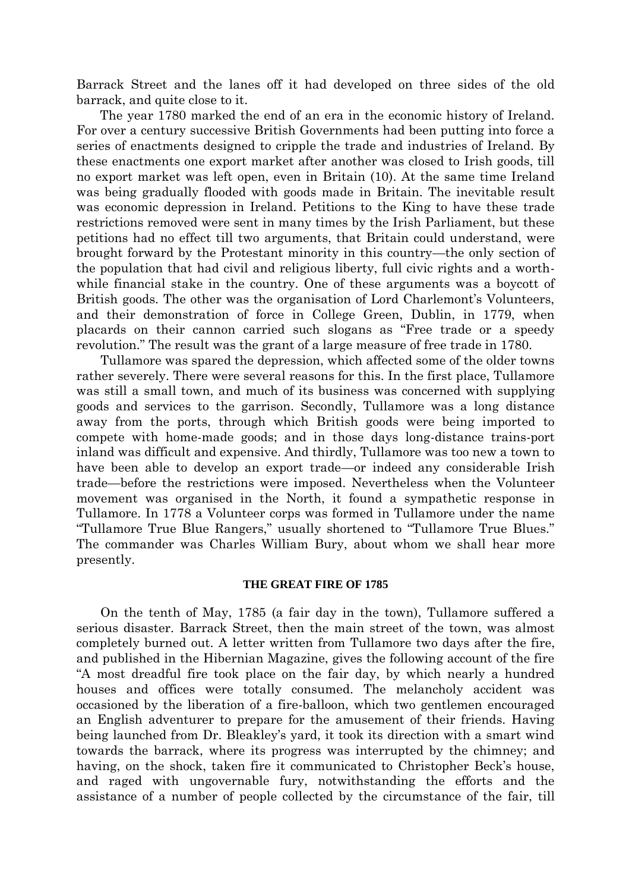Barrack Street and the lanes off it had developed on three sides of the old barrack, and quite close to it.

The year 1780 marked the end of an era in the economic history of Ireland. For over a century successive British Governments had been putting into force a series of enactments designed to cripple the trade and industries of Ireland. By these enactments one export market after another was closed to Irish goods, till no export market was left open, even in Britain (10). At the same time Ireland was being gradually flooded with goods made in Britain. The inevitable result was economic depression in Ireland. Petitions to the King to have these trade restrictions removed were sent in many times by the Irish Parliament, but these petitions had no effect till two arguments, that Britain could understand, were brought forward by the Protestant minority in this country—the only section of the population that had civil and religious liberty, full civic rights and a worth-while financial stake in the country. One of these arguments was a boycott of British goods. The other was the organisation of Lord Charlemont's Volunteers, and their demonstration of force in College Green, Dublin, in 1779, when placards on their cannon carried such slogans as "Free trade or a speedy revolution." The result was the grant of a large measure of free trade in 1780.

Tullamore was spared the depression, which affected some of the older towns rather severely. There were several reasons for this. In the first place, Tullamore was still a small town, and much of its business was concerned with supplying goods and services to the garrison. Secondly, Tullamore was a long distance away from the ports, through which British goods were being imported to compete with home-made goods; and in those days long-distance trains-port inland was difficult and expensive. And thirdly, Tullamore was too new a town to have been able to develop an export trade—or indeed any considerable Irish trade—before the restrictions were imposed. Nevertheless when the Volunteer movement was organised in the North, it found a sympathetic response in Tullamore. In 1778 a Volunteer corps was formed in Tullamore under the name "Tullamore True Blue Rangers," usually shortened to "Tullamore True Blues." The commander was Charles William Bury, about whom we shall hear more presently.

### THE GREAT FIRE OF 1785

On the tenth of May, 1785 (a fair day in the town), Tullamore suffered a serious disaster. Barrack Street, then the main street of the town, was almost completely burned out. A letter written from Tullamore two days after the fire, and published in the Hibernian Magazine, gives the following account of the fire "A most dreadful fire took place on the fair day, by which nearly a hundred houses and offices were totally consumed. The melancholy accident was occasioned by the liberation of a fire-balloon, which two gentlemen encouraged an English adventurer to prepare for the amusement of their friends. Having being launched from Dr. Bleakley's yard, it took its direction with a smart wind towards the barrack, where its progress was interrupted by the chimney; and having, on the shock, taken fire it communicated to Christopher Beck's house, and raged with ungovernable fury, notwithstanding the efforts and the assistance of a number of people collected by the circumstance of the fair, till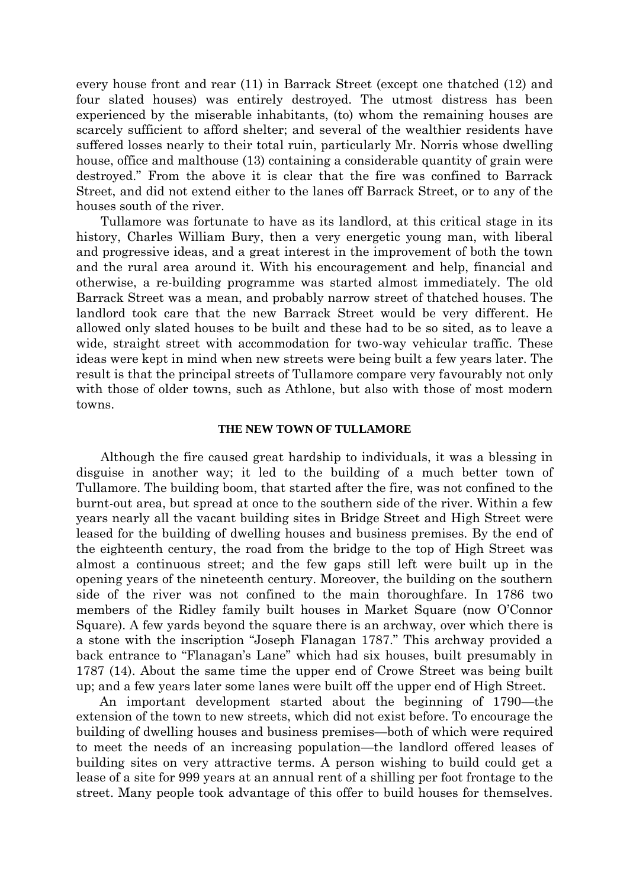every house front and rear (11) in Barrack Street (except one thatched (12) and four slated houses) was entirely destroyed. The utmost distress has been experienced by the miserable inhabitants, (to) whom the remaining houses are scarcely sufficient to afford shelter; and several of the wealthier residents have suffered losses nearly to their total ruin, particularly Mr. Norris whose dwelling house, office and malthouse (13) containing a considerable quantity of grain were destroyed." From the above it is clear that the fire was confined to Barrack Street, and did not extend either to the lanes off Barrack Street, or to any of the houses south of the river.

Tullamore was fortunate to have as its landlord, at this critical stage in its history, Charles William Bury, then a very energetic young man, with liberal and progressive ideas, and a great interest in the improvement of both the town and the rural area around it. With his encouragement and help, financial and otherwise, a re-building programme was started almost immediately. The old Barrack Street was a mean, and probably narrow street of thatched houses. The landlord took care that the new Barrack Street would be very different. He allowed only slated houses to be built and these had to be so sited, as to leave a wide, straight street with accommodation for two-way vehicular traffic. These ideas were kept in mind when new streets were being built a few years later. The result is that the principal streets of Tullamore compare very favourably not only with those of older towns, such as Athlone, but also with those of most modern towns.

### THE NEW TOWN OF TULLAMORE

Although the fire caused great hardship to individuals, it was a blessing in disguise in another way; it led to the building of a much better town of Tullamore. The building boom, that started after the fire, was not confined to the burnt-out area, but spread at once to the southern side of the river. Within a few years nearly all the vacant building sites in Bridge Street and High Street were leased for the building of dwelling houses and business premises. By the end of the eighteenth century, the road from the bridge to the top of High Street was almost a continuous street; and the few gaps still left were built up in the opening years of the nineteenth century. Moreover, the building on the southern side of the river was not confined to the main thoroughfare. In 1786 two members of the Ridley family built houses in Market Square (now O'Connor Square). A few yards beyond the square there is an archway, over which there is a stone with the inscription "Joseph Flanagan 1787." This archway provided a back entrance to "Flanagan's Lane" which had six houses, built presumably in 1787 (14). About the same time the upper end of Crowe Street was being built up; and a few years later some lanes were built off the upper end of High Street.

An important development started about the beginning of 1790—the extension of the town to new streets, which did not exist before. To encourage the building of dwelling houses and business premises—both of which were required to meet the needs of an increasing population—the landlord offered leases of building sites on very attractive terms. A person wishing to build could get a lease of a site for 999 years at an annual rent of a shilling per foot frontage to the street. Many people took advantage of this offer to build houses for themselves.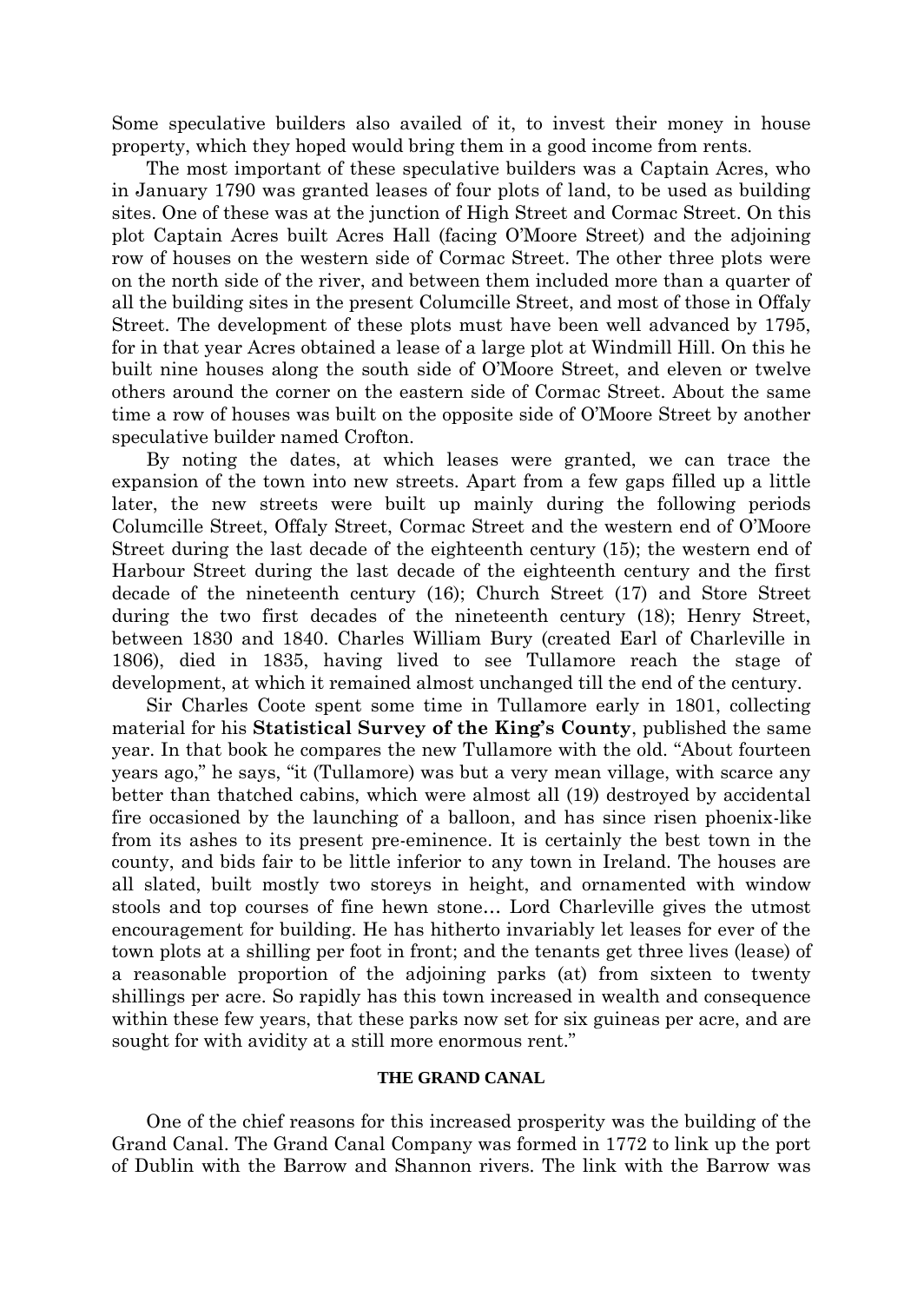Some speculative builders also availed of it, to invest their money in house property, which they hoped would bring them in a good income from rents.

The most important of these speculative builders was a Captain Acres, who in January 1790 was granted leases of four plots of land, to be used as building sites. One of these was at the junction of High Street and Cormac Street. On this plot Captain Acres built Acres Hall (facing O'Moore Street) and the adjoining row of houses on the western side of Cormac Street. The other three plots were on the north side of the river, and between them included more than a quarter of all the building sites in the present Columcille Street, and most of those in Offaly Street. The development of these plots must have been well advanced by 1795, for in that year Acres obtained a lease of a large plot at Windmill Hill. On this he built nine houses along the south side of O'Moore Street, and eleven or twelve others around the corner on the eastern side of Cormac Street. About the same time a row of houses was built on the opposite side of O'Moore Street by another speculative builder named Crofton.

By noting the dates, at which leases were granted, we can trace the expansion of the town into new streets. Apart from a few gaps filled up a little later, the new streets were built up mainly during the following periods Columcille Street, Offaly Street, Cormac Street and the western end of O'Moore Street during the last decade of the eighteenth century (15); the western end of Harbour Street during the last decade of the eighteenth century and the first decade of the nineteenth century (16); Church Street (17) and Store Street during the two first decades of the nineteenth century (18); Henry Street, between 1830 and 1840. Charles William Bury (created Earl of Charleville in 1806), died in 1835, having lived to see Tullamore reach the stage of development, at which it remained almost unchanged till the end of the century.

Sir Charles Coote spent some time in Tullamore early in 1801, collecting material for his **Statistical Survey of the King's County**, published the same year. In that book he compares the new Tullamore with the old. "About fourteen years ago," he says, "it (Tullamore) was but a very mean village, with scarce any better than thatched cabins, which were almost all (19) destroyed by accidental fire occasioned by the launching of a balloon, and has since risen phoenix-like from its ashes to its present pre-eminence. It is certainly the best town in the county, and bids fair to be little inferior to any town in Ireland. The houses are all slated, built mostly two storeys in height, and ornamented with window stools and top courses of fine hewn stone… Lord Charleville gives the utmost encouragement for building. He has hitherto invariably let leases for ever of the town plots at a shilling per foot in front; and the tenants get three lives (lease) of a reasonable proportion of the adjoining parks (at) from sixteen to twenty shillings per acre. So rapidly has this town increased in wealth and consequence within these few years, that these parks now set for six guineas per acre, and are sought for with avidity at a still more enormous rent."

## THE GRAND CANAL

One of the chief reasons for this increased prosperity was the building of the Grand Canal. The Grand Canal Company was formed in 1772 to link up the port of Dublin with the Barrow and Shannon rivers. The link with the Barrow was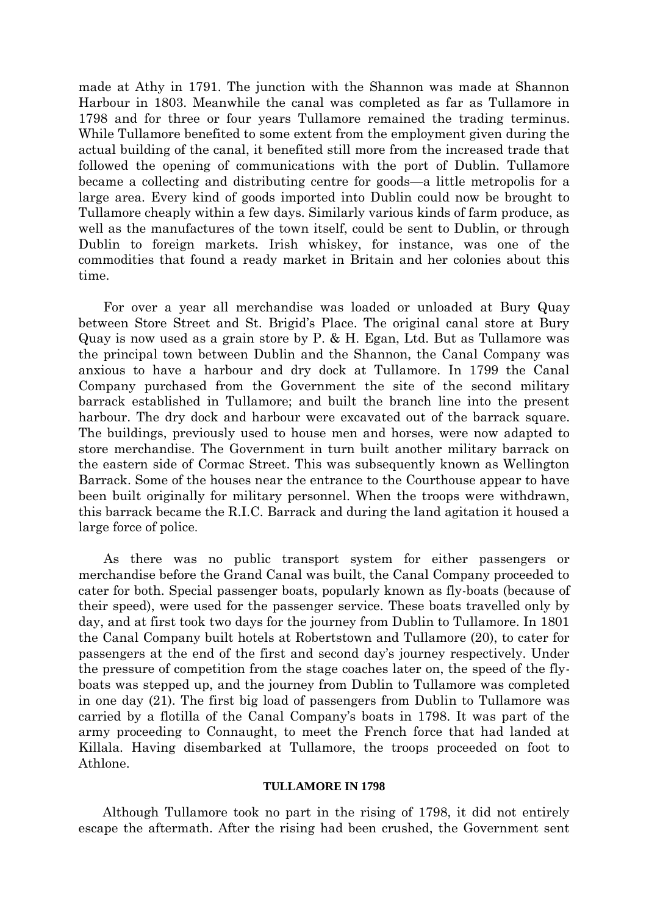made at Athy in 1791. The junction with the Shannon was made at Shannon Harbour in 1803. Meanwhile the canal was completed as far as Tullamore in 1798 and for three or four years Tullamore remained the trading terminus. While Tullamore benefited to some extent from the employment given during the actual building of the canal, it benefited still more from the increased trade that followed the opening of communications with the port of Dublin. Tullamore became a collecting and distributing centre for goods—a little metropolis for a large area. Every kind of goods imported into Dublin could now be brought to Tullamore cheaply within a few days. Similarly various kinds of farm produce, as well as the manufactures of the town itself, could be sent to Dublin, or through Dublin to foreign markets. Irish whiskey, for instance, was one of the commodities that found a ready market in Britain and her colonies about this time.

For over a year all merchandise was loaded or unloaded at Bury Quay between Store Street and St. Brigid's Place. The original canal store at Bury Quay is now used as a grain store by P. & H. Egan, Ltd. But as Tullamore was the principal town between Dublin and the Shannon, the Canal Company was anxious to have a harbour and dry dock at Tullamore. In 1799 the Canal Company purchased from the Government the site of the second military barrack established in Tullamore; and built the branch line into the present harbour. The dry dock and harbour were excavated out of the barrack square. The buildings, previously used to house men and horses, were now adapted to store merchandise. The Government in turn built another military barrack on the eastern side of Cormac Street. This was subsequently known as Wellington Barrack. Some of the houses near the entrance to the Courthouse appear to have been built originally for military personnel. When the troops were withdrawn, this barrack became the R.I.C. Barrack and during the land agitation it housed a large force of police.

As there was no public transport system for either passengers or merchandise before the Grand Canal was built, the Canal Company proceeded to cater for both. Special passenger boats, popularly known as fly-boats (because of their speed), were used for the passenger service. These boats travelled only by day, and at first took two days for the journey from Dublin to Tullamore. In 1801 the Canal Company built hotels at Robertstown and Tullamore (20), to cater for passengers at the end of the first and second day's journey respectively. Under the pressure of competition from the stage coaches later on, the speed of the fly-boats was stepped up, and the journey from Dublin to Tullamore was completed in one day (21). The first big load of passengers from Dublin to Tullamore was carried by a flotilla of the Canal Company's boats in 1798. It was part of the army proceeding to Connaught, to meet the French force that had landed at Killala. Having disembarked at Tullamore, the troops proceeded on foot to Athlone.

## TULLAMORE IN 1798

Although Tullamore took no part in the rising of 1798, it did not entirely escape the aftermath. After the rising had been crushed, the Government sent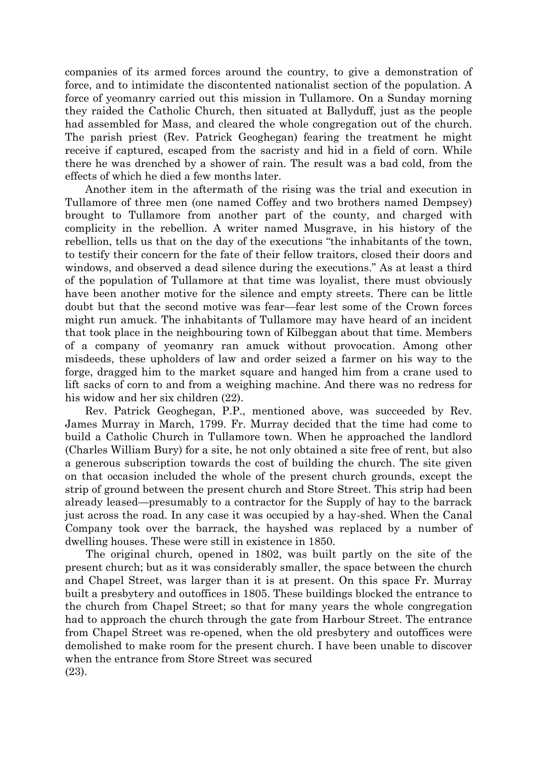companies of its armed forces around the country, to give a demonstration of force, and to intimidate the discontented nationalist section of the population. A force of yeomanry carried out this mission in Tullamore. On a Sunday morning they raided the Catholic Church, then situated at Ballyduff, just as the people had assembled for Mass, and cleared the whole congregation out of the church. The parish priest (Rev. Patrick Geoghegan) fearing the treatment he might receive if captured, escaped from the sacristy and hid in a field of corn. While there he was drenched by a shower of rain. The result was a bad cold, from the effects of which he died a few months later.

Another item in the aftermath of the rising was the trial and execution in Tullamore of three men (one named Coffey and two brothers named Dempsey) brought to Tullamore from another part of the county, and charged with complicity in the rebellion. A writer named Musgrave, in his history of the rebellion, tells us that on the day of the executions "the inhabitants of the town, to testify their concern for the fate of their fellow traitors, closed their doors and windows, and observed a dead silence during the executions." As at least a third of the population of Tullamore at that time was loyalist, there must obviously have been another motive for the silence and empty streets. There can be little doubt but that the second motive was fear—fear lest some of the Crown forces might run amuck. The inhabitants of Tullamore may have heard of an incident that took place in the neighbouring town of Kilbeggan about that time. Members of a company of yeomanry ran amuck without provocation. Among other misdeeds, these upholders of law and order seized a farmer on his way to the forge, dragged him to the market square and hanged him from a crane used to lift sacks of corn to and from a weighing machine. And there was no redress for his widow and her six children (22).

Rev. Patrick Geoghegan, P.P., mentioned above, was succeeded by Rev. James Murray in March, 1799. Fr. Murray decided that the time had come to build a Catholic Church in Tullamore town. When he approached the landlord (Charles William Bury) for a site, he not only obtained a site free of rent, but also a generous subscription towards the cost of building the church. The site given on that occasion included the whole of the present church grounds, except the strip of ground between the present church and Store Street. This strip had been already leased—presumably to a contractor for the Supply of hay to the barrack just across the road. In any case it was occupied by a hay-shed. When the Canal Company took over the barrack, the hayshed was replaced by a number of dwelling houses. These were still in existence in 1850.

The original church, opened in 1802, was built partly on the site of the present church; but as it was considerably smaller, the space between the church and Chapel Street, was larger than it is at present. On this space Fr. Murray built a presbytery and outoffices in 1805. These buildings blocked the entrance to the church from Chapel Street; so that for many years the whole congregation had to approach the church through the gate from Harbour Street. The entrance from Chapel Street was re-opened, when the old presbytery and outoffices were demolished to make room for the present church. I have been unable to discover when the entrance from Store Street was secured (23).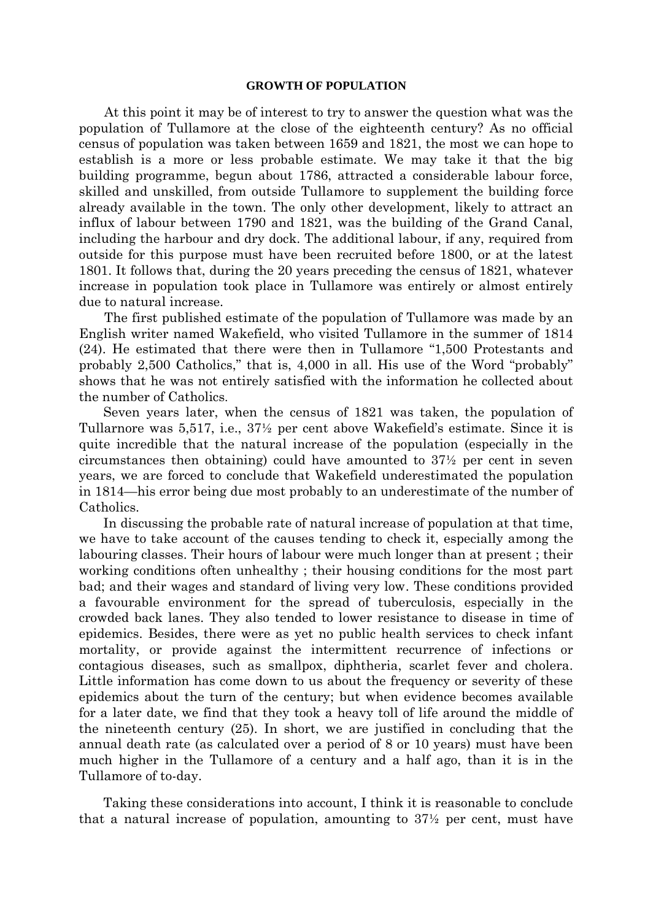## GROWTH OF POPULATION

At this point it may be of interest to try to answer the question what was the population of Tullamore at the close of the eighteenth century? As no official census of population was taken between 1659 and 1821, the most we can hope to establish is a more or less probable estimate. We may take it that the big building programme, begun about 1786, attracted a considerable labour force, skilled and unskilled, from outside Tullamore to supplement the building force already available in the town. The only other development, likely to attract an influx of labour between 1790 and 1821, was the building of the Grand Canal, including the harbour and dry dock. The additional labour, if any, required from outside for this purpose must have been recruited before 1800, or at the latest 1801. It follows that, during the 20 years preceding the census of 1821, whatever increase in population took place in Tullamore was entirely or almost entirely due to natural increase.

The first published estimate of the population of Tullamore was made by an English writer named Wakefield, who visited Tullamore in the summer of 1814 (24). He estimated that there were then in Tullamore "1,500 Protestants and probably 2,500 Catholics," that is, 4,000 in all. His use of the Word "probably" shows that he was not entirely satisfied with the information he collected about the number of Catholics.

Seven years later, when the census of 1821 was taken, the population of Tullarnore was 5,517, i.e., 37½ per cent above Wakefield's estimate. Since it is quite incredible that the natural increase of the population (especially in the circumstances then obtaining) could have amounted to 37½ per cent in seven years, we are forced to conclude that Wakefield underestimated the population in 1814—his error being due most probably to an underestimate of the number of Catholics.

In discussing the probable rate of natural increase of population at that time, we have to take account of the causes tending to check it, especially among the labouring classes. Their hours of labour were much longer than at present ; their working conditions often unhealthy ; their housing conditions for the most part bad; and their wages and standard of living very low. These conditions provided a favourable environment for the spread of tuberculosis, especially in the crowded back lanes. They also tended to lower resistance to disease in time of epidemics. Besides, there were as yet no public health services to check infant mortality, or provide against the intermittent recurrence of infections or contagious diseases, such as smallpox, diphtheria, scarlet fever and cholera. Little information has come down to us about the frequency or severity of these epidemics about the turn of the century; but when evidence becomes available for a later date, we find that they took a heavy toll of life around the middle of the nineteenth century (25). In short, we are justified in concluding that the annual death rate (as calculated over a period of 8 or 10 years) must have been much higher in the Tullamore of a century and a half ago, than it is in the Tullamore of to-day.

Taking these considerations into account, I think it is reasonable to conclude that a natural increase of population, amounting to 37½ per cent, must have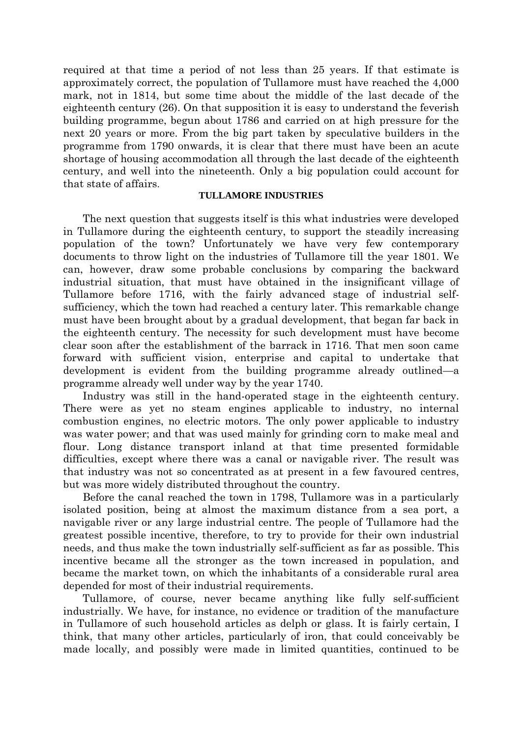required at that time a period of not less than 25 years. If that estimate is approximately correct, the population of Tullamore must have reached the 4,000 mark, not in 1814, but some time about the middle of the last decade of the eighteenth century (26). On that supposition it is easy to understand the feverish building programme, begun about 1786 and carried on at high pressure for the next 20 years or more. From the big part taken by speculative builders in the programme from 1790 onwards, it is clear that there must have been an acute shortage of housing accommodation all through the last decade of the eighteenth century, and well into the nineteenth. Only a big population could account for that state of affairs.

## TULLAMORE INDUSTRIES

The next question that suggests itself is this what industries were developed in Tullamore during the eighteenth century, to support the steadily increasing population of the town? Unfortunately we have very few contemporary documents to throw light on the industries of Tullamore till the year 1801. We can, however, draw some probable conclusions by comparing the backward industrial situation, that must have obtained in the insignificant village of Tullamore before 1716, with the fairly advanced stage of industrial self-sufficiency, which the town had reached a century later. This remarkable change must have been brought about by a gradual development, that began far back in the eighteenth century. The necessity for such development must have become clear soon after the establishment of the barrack in 1716. That men soon came forward with sufficient vision, enterprise and capital to undertake that development is evident from the building programme already outlined—a programme already well under way by the year 1740.

Industry was still in the hand-operated stage in the eighteenth century. There were as yet no steam engines applicable to industry, no internal combustion engines, no electric motors. The only power applicable to industry was water power; and that was used mainly for grinding corn to make meal and flour. Long distance transport inland at that time presented formidable difficulties, except where there was a canal or navigable river. The result was that industry was not so concentrated as at present in a few favoured centres, but was more widely distributed throughout the country.

Before the canal reached the town in 1798, Tullamore was in a particularly isolated position, being at almost the maximum distance from a sea port, a navigable river or any large industrial centre. The people of Tullamore had the greatest possible incentive, therefore, to try to provide for their own industrial needs, and thus make the town industrially self-sufficient as far as possible. This incentive became all the stronger as the town increased in population, and became the market town, on which the inhabitants of a considerable rural area depended for most of their industrial requirements.

Tullamore, of course, never became anything like fully self-sufficient industrially. We have, for instance, no evidence or tradition of the manufacture in Tullamore of such household articles as delph or glass. It is fairly certain, I think, that many other articles, particularly of iron, that could conceivably be made locally, and possibly were made in limited quantities, continued to be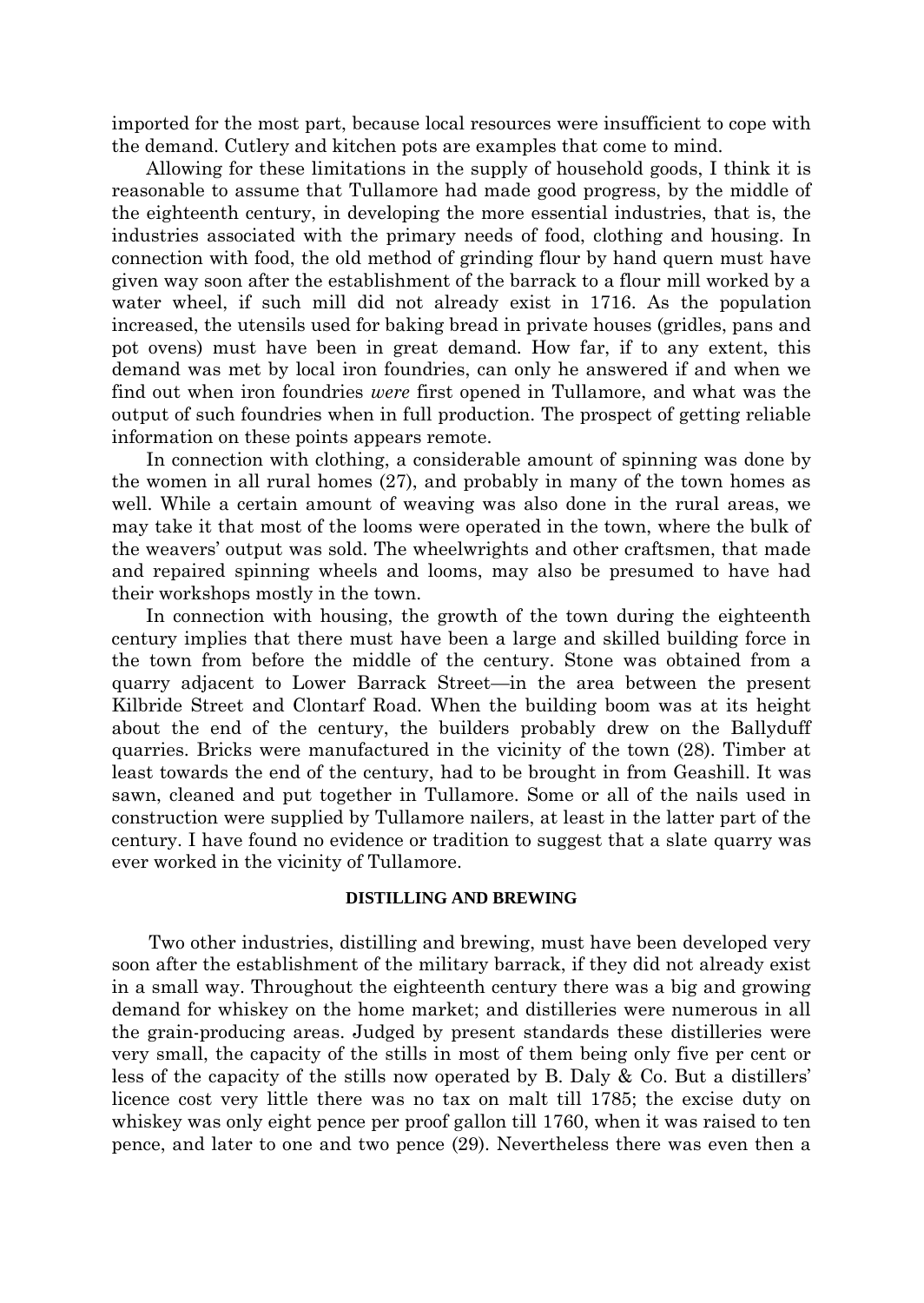imported for the most part, because local resources were insufficient to cope with the demand. Cutlery and kitchen pots are examples that come to mind.

Allowing for these limitations in the supply of household goods, I think it is reasonable to assume that Tullamore had made good progress, by the middle of the eighteenth century, in developing the more essential industries, that is, the industries associated with the primary needs of food, clothing and housing. In connection with food, the old method of grinding flour by hand quern must have given way soon after the establishment of the barrack to a flour mill worked by a water wheel, if such mill did not already exist in 1716. As the population increased, the utensils used for baking bread in private houses (gridles, pans and pot ovens) must have been in great demand. How far, if to any extent, this demand was met by local iron foundries, can only he answered if and when we find out when iron foundries *were* first opened in Tullamore, and what was the output of such foundries when in full production. The prospect of getting reliable information on these points appears remote.

In connection with clothing, a considerable amount of spinning was done by the women in all rural homes (27), and probably in many of the town homes as well. While a certain amount of weaving was also done in the rural areas, we may take it that most of the looms were operated in the town, where the bulk of the weavers' output was sold. The wheelwrights and other craftsmen, that made and repaired spinning wheels and looms, may also be presumed to have had their workshops mostly in the town.

In connection with housing, the growth of the town during the eighteenth century implies that there must have been a large and skilled building force in the town from before the middle of the century. Stone was obtained from a quarry adjacent to Lower Barrack Street—in the area between the present Kilbride Street and Clontarf Road. When the building boom was at its height about the end of the century, the builders probably drew on the Ballyduff quarries. Bricks were manufactured in the vicinity of the town (28). Timber at least towards the end of the century, had to be brought in from Geashill. It was sawn, cleaned and put together in Tullamore. Some or all of the nails used in construction were supplied by Tullamore nailers, at least in the latter part of the century. I have found no evidence or tradition to suggest that a slate quarry was ever worked in the vicinity of Tullamore.

#### DISTILLING AND BREWING

Two other industries, distilling and brewing, must have been developed very soon after the establishment of the military barrack, if they did not already exist in a small way. Throughout the eighteenth century there was a big and growing demand for whiskey on the home market; and distilleries were numerous in all the grain-producing areas. Judged by present standards these distilleries were very small, the capacity of the stills in most of them being only five per cent or less of the capacity of the stills now operated by B. Daly & Co. But a distillers' licence cost very little there was no tax on malt till 1785; the excise duty on whiskey was only eight pence per proof gallon till 1760, when it was raised to ten pence, and later to one and two pence (29). Nevertheless there was even then a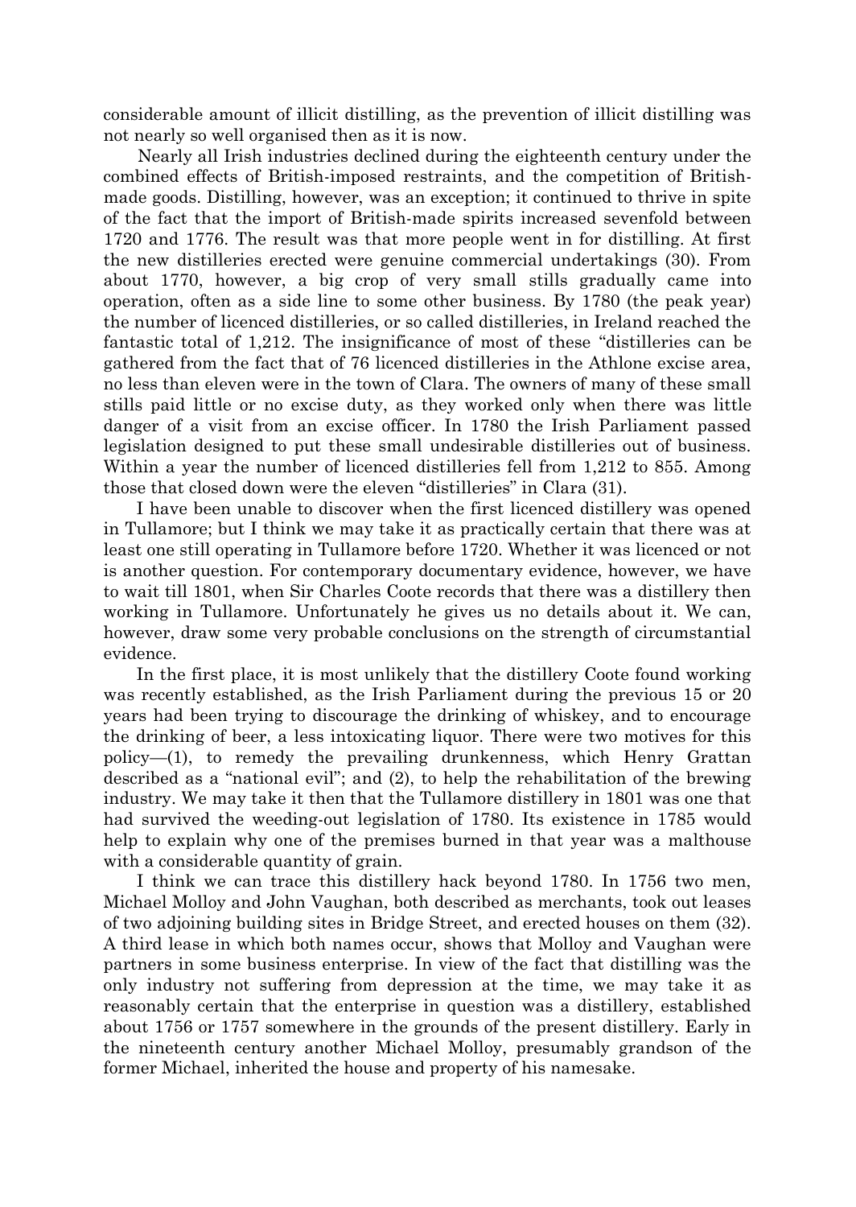considerable amount of illicit distilling, as the prevention of illicit distilling was not nearly so well organised then as it is now.

Nearly all Irish industries declined during the eighteenth century under the combined effects of British-imposed restraints, and the competition of British-made goods. Distilling, however, was an exception; it continued to thrive in spite of the fact that the import of British-made spirits increased sevenfold between 1720 and 1776. The result was that more people went in for distilling. At first the new distilleries erected were genuine commercial undertakings (30). From about 1770, however, a big crop of very small stills gradually came into operation, often as a side line to some other business. By 1780 (the peak year) the number of licenced distilleries, or so called distilleries, in Ireland reached the fantastic total of 1,212. The insignificance of most of these "distilleries can be gathered from the fact that of 76 licenced distilleries in the Athlone excise area, no less than eleven were in the town of Clara. The owners of many of these small stills paid little or no excise duty, as they worked only when there was little danger of a visit from an excise officer. In 1780 the Irish Parliament passed legislation designed to put these small undesirable distilleries out of business. Within a year the number of licenced distilleries fell from 1,212 to 855. Among those that closed down were the eleven "distilleries" in Clara (31).

I have been unable to discover when the first licenced distillery was opened in Tullamore; but I think we may take it as practically certain that there was at least one still operating in Tullamore before 1720. Whether it was licenced or not is another question. For contemporary documentary evidence, however, we have to wait till 1801, when Sir Charles Coote records that there was a distillery then working in Tullamore. Unfortunately he gives us no details about it. We can, however, draw some very probable conclusions on the strength of circumstantial evidence.

In the first place, it is most unlikely that the distillery Coote found working was recently established, as the Irish Parliament during the previous 15 or 20 years had been trying to discourage the drinking of whiskey, and to encourage the drinking of beer, a less intoxicating liquor. There were two motives for this policy—(1), to remedy the prevailing drunkenness, which Henry Grattan described as a "national evil"; and (2), to help the rehabilitation of the brewing industry. We may take it then that the Tullamore distillery in 1801 was one that had survived the weeding-out legislation of 1780. Its existence in 1785 would help to explain why one of the premises burned in that year was a malthouse with a considerable quantity of grain.

I think we can trace this distillery hack beyond 1780. In 1756 two men, Michael Molloy and John Vaughan, both described as merchants, took out leases of two adjoining building sites in Bridge Street, and erected houses on them (32). A third lease in which both names occur, shows that Molloy and Vaughan were partners in some business enterprise. In view of the fact that distilling was the only industry not suffering from depression at the time, we may take it as reasonably certain that the enterprise in question was a distillery, established about 1756 or 1757 somewhere in the grounds of the present distillery. Early in the nineteenth century another Michael Molloy, presumably grandson of the former Michael, inherited the house and property of his namesake.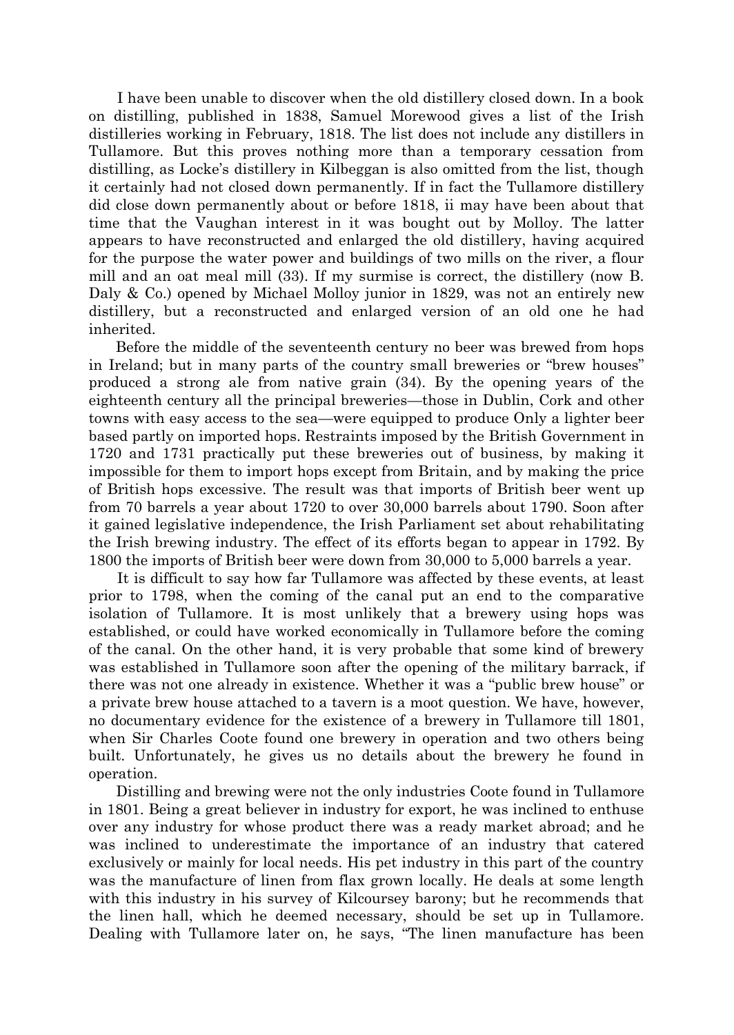I have been unable to discover when the old distillery closed down. In a book on distilling, published in 1838, Samuel Morewood gives a list of the Irish distilleries working in February, 1818. The list does not include any distillers in Tullamore. But this proves nothing more than a temporary cessation from distilling, as Locke's distillery in Kilbeggan is also omitted from the list, though it certainly had not closed down permanently. If in fact the Tullamore distillery did close down permanently about or before 1818, ii may have been about that time that the Vaughan interest in it was bought out by Molloy. The latter appears to have reconstructed and enlarged the old distillery, having acquired for the purpose the water power and buildings of two mills on the river, a flour mill and an oat meal mill (33). If my surmise is correct, the distillery (now B. Daly & Co.) opened by Michael Molloy junior in 1829, was not an entirely new distillery, but a reconstructed and enlarged version of an old one he had inherited.

Before the middle of the seventeenth century no beer was brewed from hops in Ireland; but in many parts of the country small breweries or "brew houses" produced a strong ale from native grain (34). By the opening years of the eighteenth century all the principal breweries—those in Dublin, Cork and other towns with easy access to the sea—were equipped to produce Only a lighter beer based partly on imported hops. Restraints imposed by the British Government in 1720 and 1731 practically put these breweries out of business, by making it impossible for them to import hops except from Britain, and by making the price of British hops excessive. The result was that imports of British beer went up from 70 barrels a year about 1720 to over 30,000 barrels about 1790. Soon after it gained legislative independence, the Irish Parliament set about rehabilitating the Irish brewing industry. The effect of its efforts began to appear in 1792. By 1800 the imports of British beer were down from 30,000 to 5,000 barrels a year.

It is difficult to say how far Tullamore was affected by these events, at least prior to 1798, when the coming of the canal put an end to the comparative isolation of Tullamore. It is most unlikely that a brewery using hops was established, or could have worked economically in Tullamore before the coming of the canal. On the other hand, it is very probable that some kind of brewery was established in Tullamore soon after the opening of the military barrack, if there was not one already in existence. Whether it was a "public brew house" or a private brew house attached to a tavern is a moot question. We have, however, no documentary evidence for the existence of a brewery in Tullamore till 1801, when Sir Charles Coote found one brewery in operation and two others being built. Unfortunately, he gives us no details about the brewery he found in operation.

Distilling and brewing were not the only industries Coote found in Tullamore in 1801. Being a great believer in industry for export, he was inclined to enthuse over any industry for whose product there was a ready market abroad; and he was inclined to underestimate the importance of an industry that catered exclusively or mainly for local needs. His pet industry in this part of the country was the manufacture of linen from flax grown locally. He deals at some length with this industry in his survey of Kilcoursey barony; but he recommends that the linen hall, which he deemed necessary, should be set up in Tullamore. Dealing with Tullamore later on, he says, "The linen manufacture has been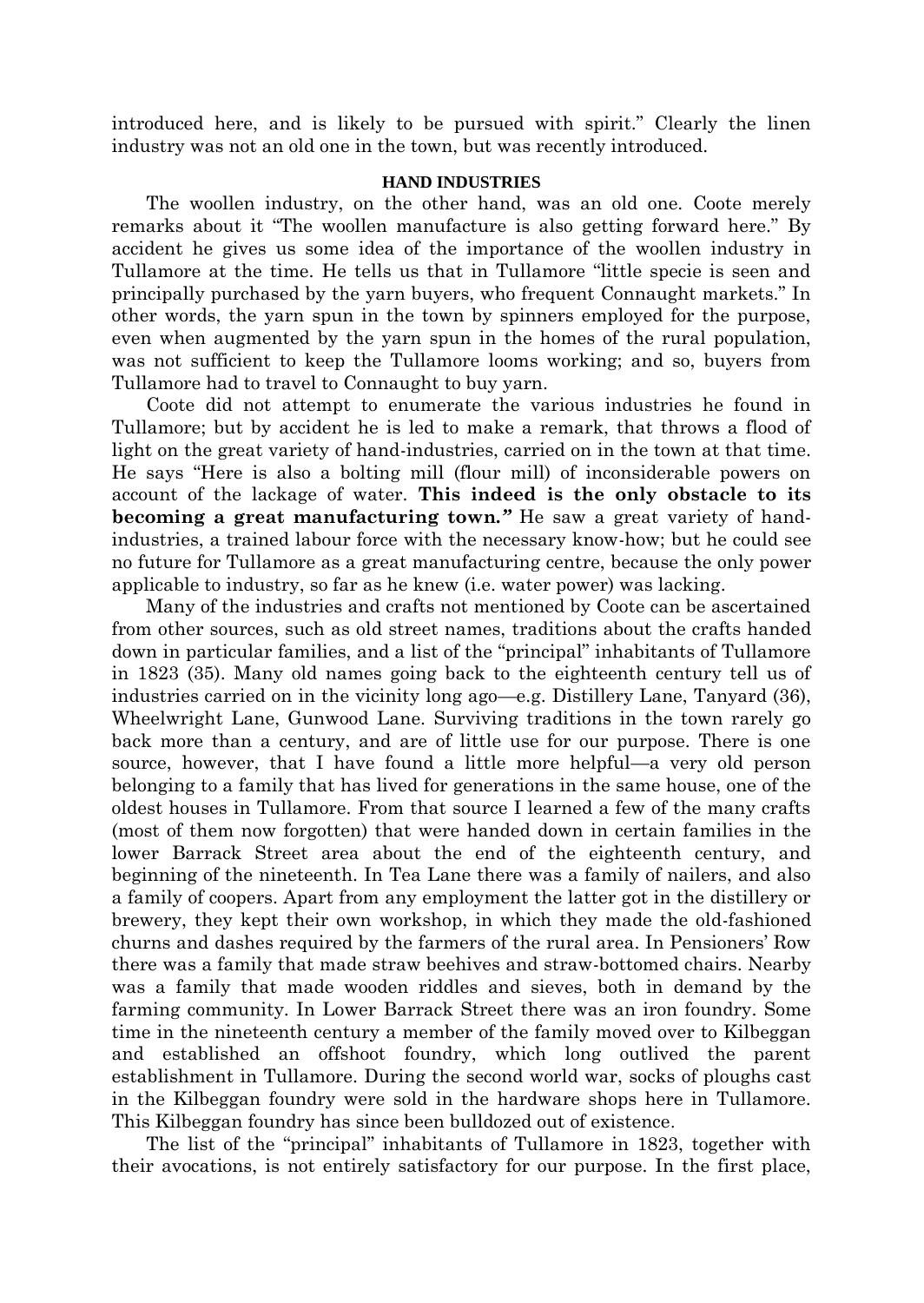introduced here, and is likely to be pursued with spirit." Clearly the linen industry was not an old one in the town, but was recently introduced.

## HAND INDUSTRIES

The woollen industry, on the other hand, was an old one. Coote merely remarks about it "The woollen manufacture is also getting forward here." By accident he gives us some idea of the importance of the woollen industry in Tullamore at the time. He tells us that in Tullamore "little specie is seen and principally purchased by the yarn buyers, who frequent Connaught markets." In other words, the yarn spun in the town by spinners employed for the purpose, even when augmented by the yarn spun in the homes of the rural population, was not sufficient to keep the Tullamore looms working; and so, buyers from Tullamore had to travel to Connaught to buy yarn.

Coote did not attempt to enumerate the various industries he found in Tullamore; but by accident he is led to make a remark, that throws a flood of light on the great variety of hand-industries, carried on in the town at that time. He says "Here is also a bolting mill (flour mill) of inconsiderable powers on account of the lackage of water. **This indeed is the only obstacle to its becoming a great manufacturing town."** He saw a great variety of hand-industries, a trained labour force with the necessary know-how; but he could see no future for Tullamore as a great manufacturing centre, because the only power applicable to industry, so far as he knew (i.e. water power) was lacking.

Many of the industries and crafts not mentioned by Coote can be ascertained from other sources, such as old street names, traditions about the crafts handed down in particular families, and a list of the "principal" inhabitants of Tullamore in 1823 (35). Many old names going back to the eighteenth century tell us of industries carried on in the vicinity long ago—e.g. Distillery Lane, Tanyard (36), Wheelwright Lane, Gunwood Lane. Surviving traditions in the town rarely go back more than a century, and are of little use for our purpose. There is one source, however, that I have found a little more helpful—a very old person belonging to a family that has lived for generations in the same house, one of the oldest houses in Tullamore. From that source I learned a few of the many crafts (most of them now forgotten) that were handed down in certain families in the lower Barrack Street area about the end of the eighteenth century, and beginning of the nineteenth. In Tea Lane there was a family of nailers, and also a family of coopers. Apart from any employment the latter got in the distillery or brewery, they kept their own workshop, in which they made the old-fashioned churns and dashes required by the farmers of the rural area. In Pensioners' Row there was a family that made straw beehives and straw-bottomed chairs. Nearby was a family that made wooden riddles and sieves, both in demand by the farming community. In Lower Barrack Street there was an iron foundry. Some time in the nineteenth century a member of the family moved over to Kilbeggan and established an offshoot foundry, which long outlived the parent establishment in Tullamore. During the second world war, socks of ploughs cast in the Kilbeggan foundry were sold in the hardware shops here in Tullamore. This Kilbeggan foundry has since been bulldozed out of existence.

The list of the "principal" inhabitants of Tullamore in 1823, together with their avocations, is not entirely satisfactory for our purpose. In the first place,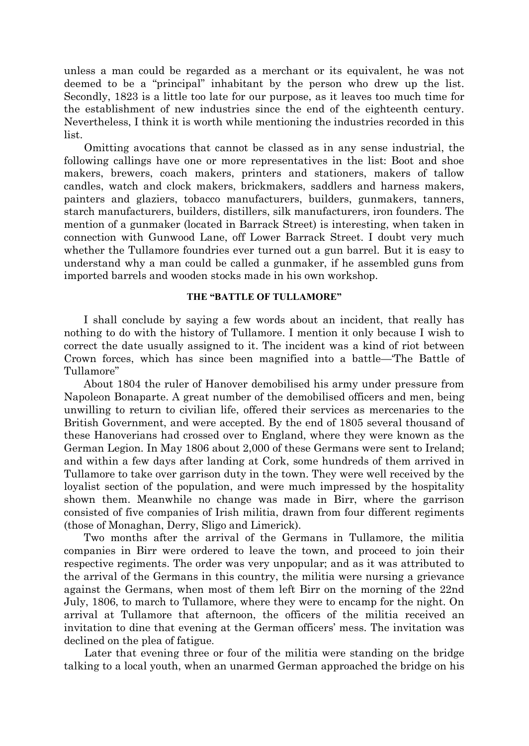unless a man could be regarded as a merchant or its equivalent, he was not deemed to be a "principal" inhabitant by the person who drew up the list. Secondly, 1823 is a little too late for our purpose, as it leaves too much time for the establishment of new industries since the end of the eighteenth century. Nevertheless, I think it is worth while mentioning the industries recorded in this list.

Omitting avocations that cannot be classed as in any sense industrial, the following callings have one or more representatives in the list: Boot and shoe makers, brewers, coach makers, printers and stationers, makers of tallow candles, watch and clock makers, brickmakers, saddlers and harness makers, painters and glaziers, tobacco manufacturers, builders, gunmakers, tanners, starch manufacturers, builders, distillers, silk manufacturers, iron founders. The mention of a gunmaker (located in Barrack Street) is interesting, when taken in connection with Gunwood Lane, off Lower Barrack Street. I doubt very much whether the Tullamore foundries ever turned out a gun barrel. But it is easy to understand why a man could be called a gunmaker, if he assembled guns from imported barrels and wooden stocks made in his own workshop.

### THE "BATTLE OF TULLAMORE"

I shall conclude by saying a few words about an incident, that really has nothing to do with the history of Tullamore. I mention it only because I wish to correct the date usually assigned to it. The incident was a kind of riot between Crown forces, which has since been magnified into a battle—"The Battle of Tullamore"

About 1804 the ruler of Hanover demobilised his army under pressure from Napoleon Bonaparte. A great number of the demobilised officers and men, being unwilling to return to civilian life, offered their services as mercenaries to the British Government, and were accepted. By the end of 1805 several thousand of these Hanoverians had crossed over to England, where they were known as the German Legion. In May 1806 about 2,000 of these Germans were sent to Ireland; and within a few days after landing at Cork, some hundreds of them arrived in Tullamore to take over garrison duty in the town. They were well received by the loyalist section of the population, and were much impressed by the hospitality shown them. Meanwhile no change was made in Birr, where the garrison consisted of five companies of Irish militia, drawn from four different regiments (those of Monaghan, Derry, Sligo and Limerick).

Two months after the arrival of the Germans in Tullamore, the militia companies in Birr were ordered to leave the town, and proceed to join their respective regiments. The order was very unpopular; and as it was attributed to the arrival of the Germans in this country, the militia were nursing a grievance against the Germans, when most of them left Birr on the morning of the 22nd July, 1806, to march to Tullamore, where they were to encamp for the night. On arrival at Tullamore that afternoon, the officers of the militia received an invitation to dine that evening at the German officers' mess. The invitation was declined on the plea of fatigue.

Later that evening three or four of the militia were standing on the bridge talking to a local youth, when an unarmed German approached the bridge on his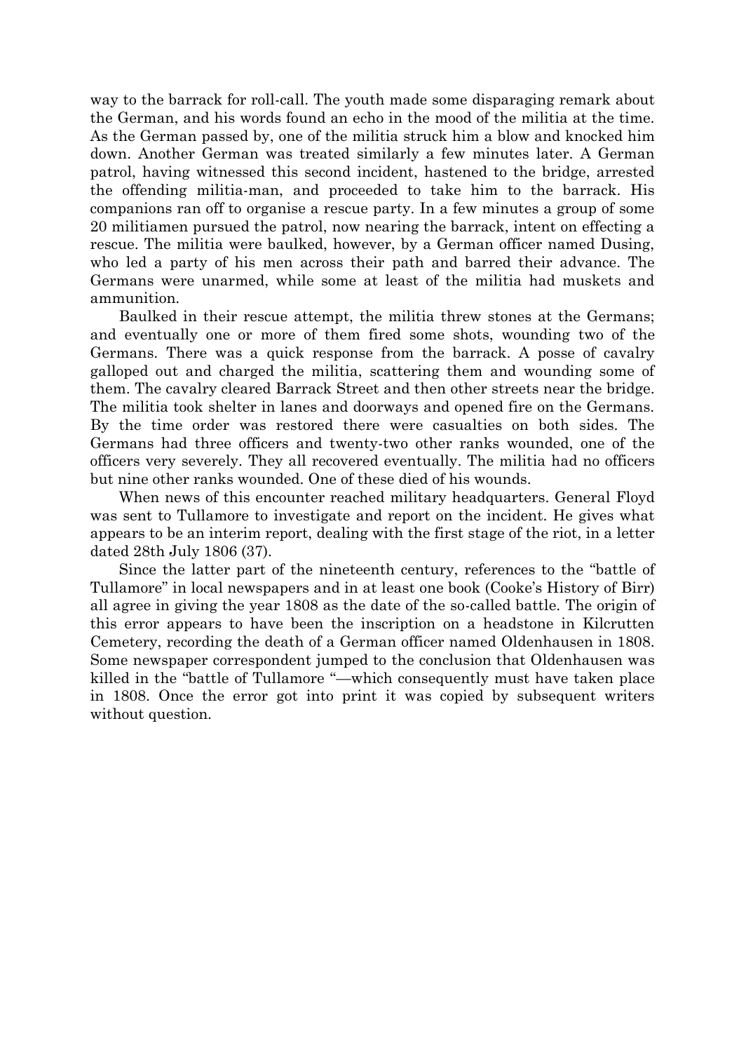way to the barrack for roll-call. The youth made some disparaging remark about the German, and his words found an echo in the mood of the militia at the time. As the German passed by, one of the militia struck him a blow and knocked him down. Another German was treated similarly a few minutes later. A German patrol, having witnessed this second incident, hastened to the bridge, arrested the offending militia-man, and proceeded to take him to the barrack. His companions ran off to organise a rescue party. In a few minutes a group of some 20 militiamen pursued the patrol, now nearing the barrack, intent on effecting a rescue. The militia were baulked, however, by a German officer named Dusing, who led a party of his men across their path and barred their advance. The Germans were unarmed, while some at least of the militia had muskets and ammunition.

Baulked in their rescue attempt, the militia threw stones at the Germans; and eventually one or more of them fired some shots, wounding two of the Germans. There was a quick response from the barrack. A posse of cavalry galloped out and charged the militia, scattering them and wounding some of them. The cavalry cleared Barrack Street and then other streets near the bridge. The militia took shelter in lanes and doorways and opened fire on the Germans. By the time order was restored there were casualties on both sides. The Germans had three officers and twenty-two other ranks wounded, one of the officers very severely. They all recovered eventually. The militia had no officers but nine other ranks wounded. One of these died of his wounds.

When news of this encounter reached military headquarters. General Floyd was sent to Tullamore to investigate and report on the incident. He gives what appears to be an interim report, dealing with the first stage of the riot, in a letter dated 28th July 1806 (37).

Since the latter part of the nineteenth century, references to the "battle of Tullamore" in local newspapers and in at least one book (Cooke's History of Birr) all agree in giving the year 1808 as the date of the so-called battle. The origin of this error appears to have been the inscription on a headstone in Kilcrutten Cemetery, recording the death of a German officer named Oldenhausen in 1808. Some newspaper correspondent jumped to the conclusion that Oldenhausen was killed in the "battle of Tullamore "—which consequently must have taken place in 1808. Once the error got into print it was copied by subsequent writers without question.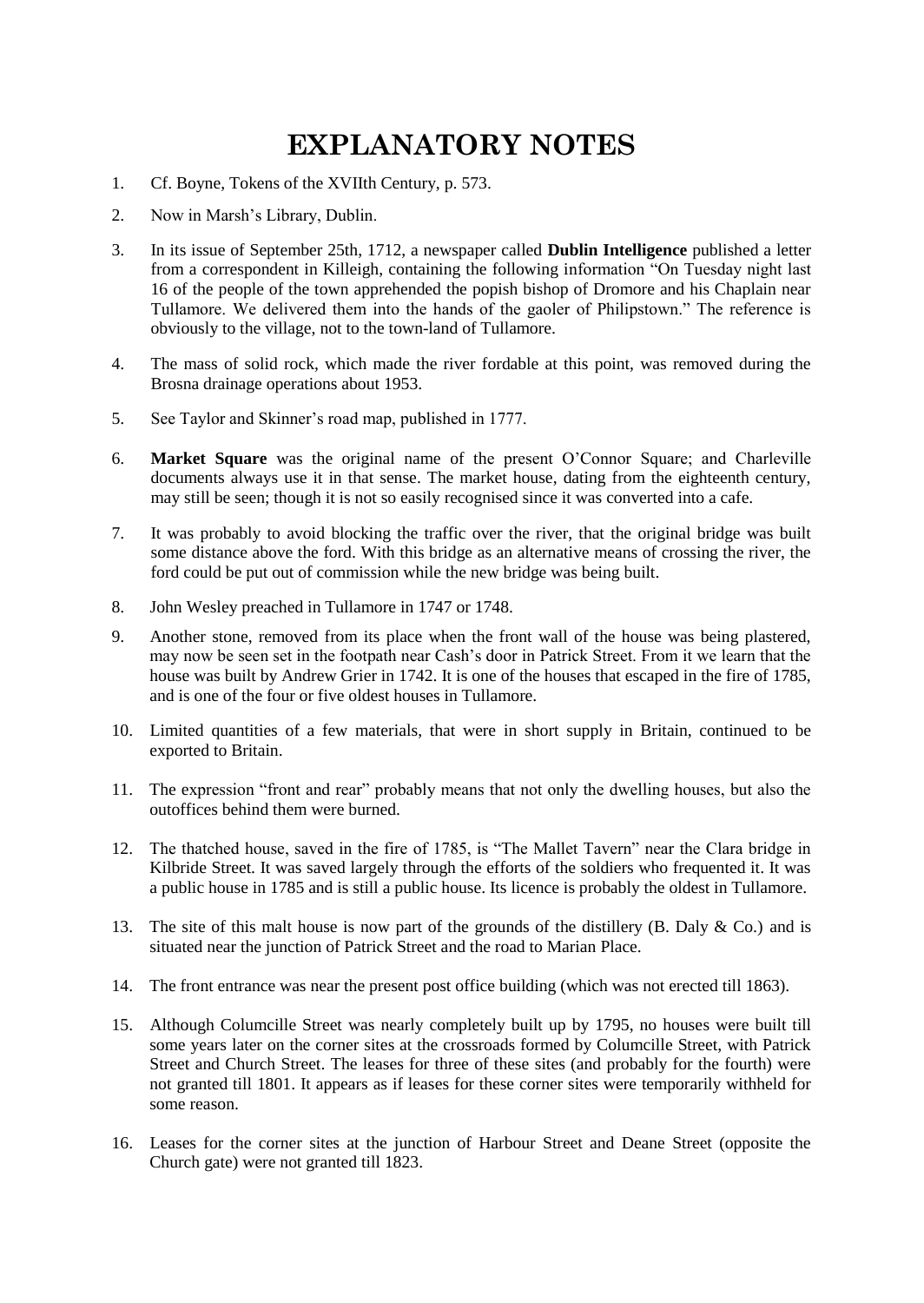# EXPLANATORY NOTES

1. Cf. Boyne, Tokens of the XVIIth Century, p. 573.

2. Now in Marsh's Library, Dublin.

3. In its issue of September 25th, 1712, a newspaper called **Dublin Intelligence** published a letter from a correspondent in Killeigh, containing the following information "On Tuesday night last 16 of the people of the town apprehended the popish bishop of Dromore and his Chaplain near Tullamore. We delivered them into the hands of the gaoler of Philipstown." The reference is obviously to the village, not to the town-land of Tullamore.

4. The mass of solid rock, which made the river fordable at this point, was removed during the Brosna drainage operations about 1953.

5. See Taylor and Skinner's road map, published in 1777.

6. **Market Square** was the original name of the present O'Connor Square; and Charleville documents always use it in that sense. The market house, dating from the eighteenth century, may still be seen; though it is not so easily recognised since it was converted into a cafe.

7. It was probably to avoid blocking the traffic over the river, that the original bridge was built some distance above the ford. With this bridge as an alternative means of crossing the river, the ford could be put out of commission while the new bridge was being built.

8. John Wesley preached in Tullamore in 1747 or 1748.

9. Another stone, removed from its place when the front wall of the house was being plastered, may now be seen set in the footpath near Cash's door in Patrick Street. From it we learn that the house was built by Andrew Grier in 1742. It is one of the houses that escaped in the fire of 1785, and is one of the four or five oldest houses in Tullamore.

10. Limited quantities of a few materials, that were in short supply in Britain, continued to be exported to Britain.

11. The expression "front and rear" probably means that not only the dwelling houses, but also the outoffices behind them were burned.

12. The thatched house, saved in the fire of 1785, is "The Mallet Tavern" near the Clara bridge in Kilbride Street. It was saved largely through the efforts of the soldiers who frequented it. It was a public house in 1785 and is still a public house. Its licence is probably the oldest in Tullamore.

13. The site of this malt house is now part of the grounds of the distillery (B. Daly & Co.) and is situated near the junction of Patrick Street and the road to Marian Place.

14. The front entrance was near the present post office building (which was not erected till 1863).

15. Although Columcille Street was nearly completely built up by 1795, no houses were built till some years later on the corner sites at the crossroads formed by Columcille Street, with Patrick Street and Church Street. The leases for three of these sites (and probably for the fourth) were not granted till 1801. It appears as if leases for these corner sites were temporarily withheld for some reason.

16. Leases for the corner sites at the junction of Harbour Street and Deane Street (opposite the Church gate) were not granted till 1823.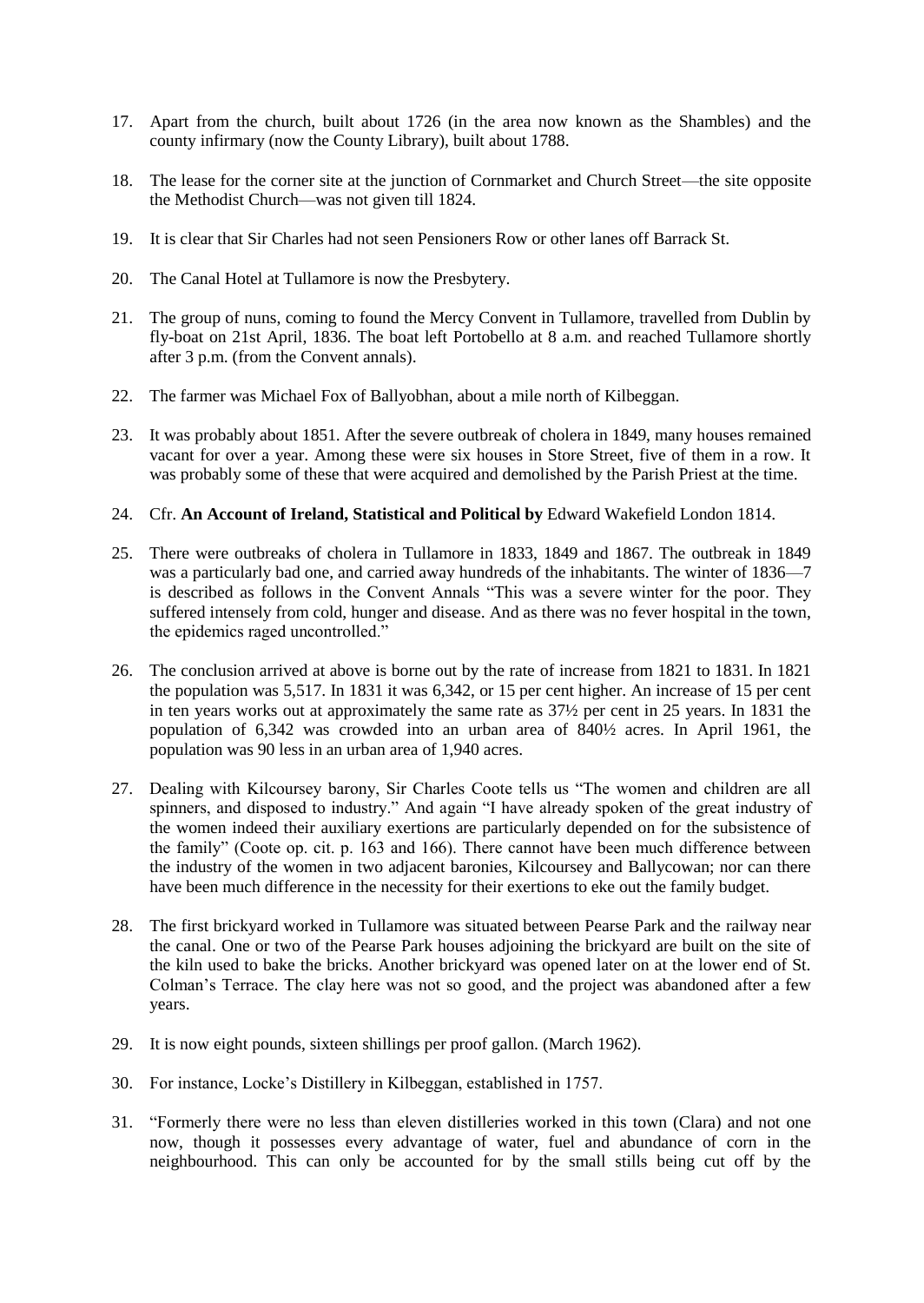17. Apart from the church, built about 1726 (in the area now known as the Shambles) and the county infirmary (now the County Library), built about 1788.

18. The lease for the corner site at the junction of Cornmarket and Church Street—the site opposite the Methodist Church—was not given till 1824.

19. It is clear that Sir Charles had not seen Pensioners Row or other lanes off Barrack St.

20. The Canal Hotel at Tullamore is now the Presbytery.

21. The group of nuns, coming to found the Mercy Convent in Tullamore, travelled from Dublin by fly-boat on 21st April, 1836. The boat left Portobello at 8 a.m. and reached Tullamore shortly after 3 p.m. (from the Convent annals).

22. The farmer was Michael Fox of Ballyobhan, about a mile north of Kilbeggan.

23. It was probably about 1851. After the severe outbreak of cholera in 1849, many houses remained vacant for over a year. Among these were six houses in Store Street, five of them in a row. It was probably some of these that were acquired and demolished by the Parish Priest at the time.

24. Cfr. **An Account of Ireland, Statistical and Political by** Edward Wakefield London 1814.

25. There were outbreaks of cholera in Tullamore in 1833, 1849 and 1867. The outbreak in 1849 was a particularly bad one, and carried away hundreds of the inhabitants. The winter of 1836—7 is described as follows in the Convent Annals "This was a severe winter for the poor. They suffered intensely from cold, hunger and disease. And as there was no fever hospital in the town, the epidemics raged uncontrolled."

26. The conclusion arrived at above is borne out by the rate of increase from 1821 to 1831. In 1821 the population was 5,517. In 1831 it was 6,342, or 15 per cent higher. An increase of 15 per cent in ten years works out at approximately the same rate as 37½ per cent in 25 years. In 1831 the population of 6,342 was crowded into an urban area of 840½ acres. In April 1961, the population was 90 less in an urban area of 1,940 acres.

27. Dealing with Kilcoursey barony, Sir Charles Coote tells us "The women and children are all spinners, and disposed to industry." And again "I have already spoken of the great industry of the women indeed their auxiliary exertions are particularly depended on for the subsistence of the family" (Coote op. cit. p. 163 and 166). There cannot have been much difference between the industry of the women in two adjacent baronies, Kilcoursey and Ballycowan; nor can there have been much difference in the necessity for their exertions to eke out the family budget.

28. The first brickyard worked in Tullamore was situated between Pearse Park and the railway near the canal. One or two of the Pearse Park houses adjoining the brickyard are built on the site of the kiln used to bake the bricks. Another brickyard was opened later on at the lower end of St. Colman's Terrace. The clay here was not so good, and the project was abandoned after a few years.

29. It is now eight pounds, sixteen shillings per proof gallon. (March 1962).

30. For instance, Locke's Distillery in Kilbeggan, established in 1757.

31. "Formerly there were no less than eleven distilleries worked in this town (Clara) and not one now, though it possesses every advantage of water, fuel and abundance of corn in the neighbourhood. This can only be accounted for by the small stills being cut off by the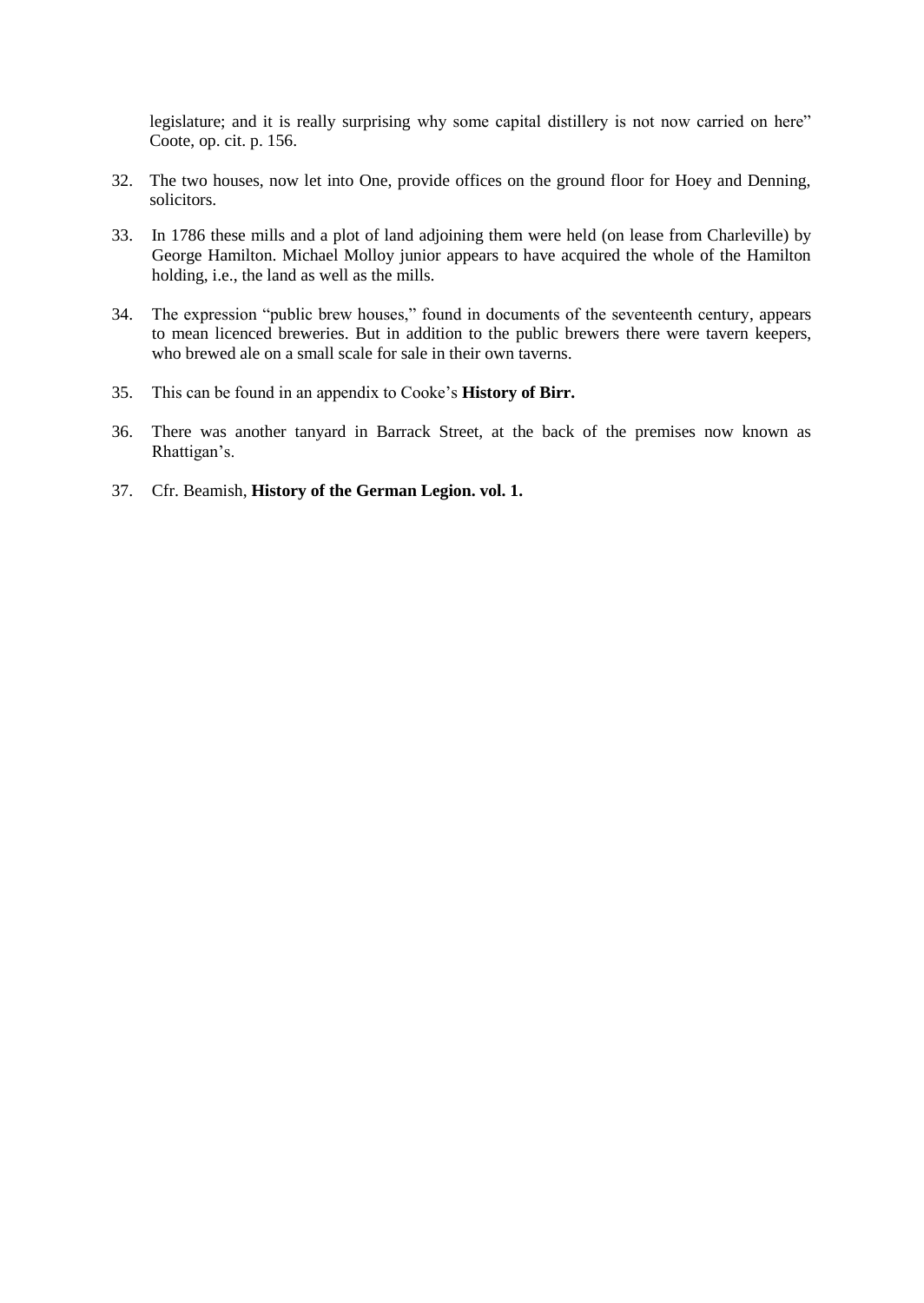legislature; and it is really surprising why some capital distillery is not now carried on here" Coote, op. cit. p. 156.

32. The two houses, now let into One, provide offices on the ground floor for Hoey and Denning, solicitors.

33. In 1786 these mills and a plot of land adjoining them were held (on lease from Charleville) by George Hamilton. Michael Molloy junior appears to have acquired the whole of the Hamilton holding, i.e., the land as well as the mills.

34. The expression "public brew houses," found in documents of the seventeenth century, appears to mean licenced breweries. But in addition to the public brewers there were tavern keepers, who brewed ale on a small scale for sale in their own taverns.

35. This can be found in an appendix to Cooke's **History of Birr.**

36. There was another tanyard in Barrack Street, at the back of the premises now known as Rhattigan's.

37. Cfr. Beamish, **History of the German Legion. vol. 1.**